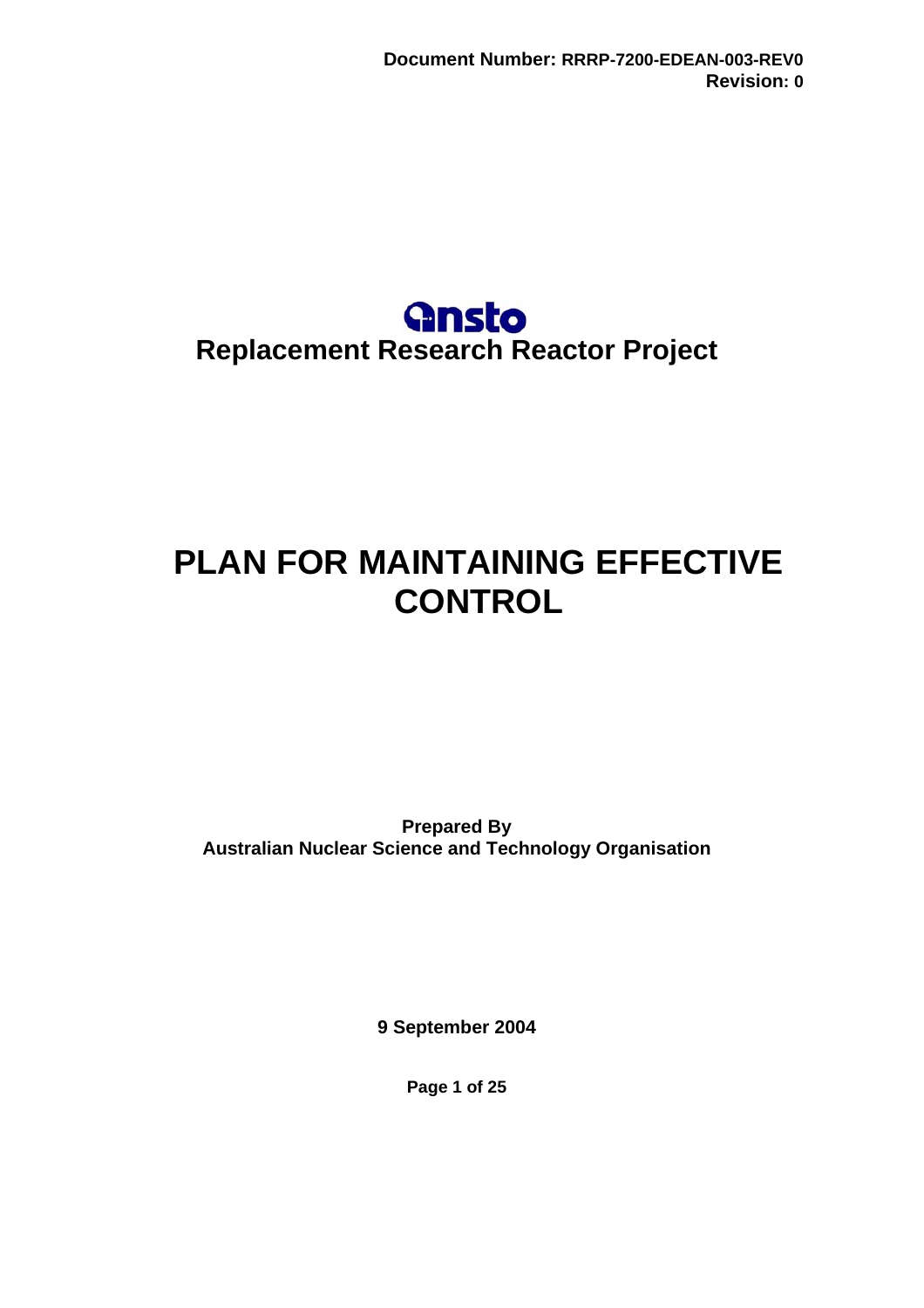**Document Number: RRRP-7200-EDEAN-003-REV0**
**Revision: 0**

**ansto**

**Replacement Research Reactor Project**

# PLAN FOR MAINTAINING EFFECTIVE CONTROL

**Prepared By**
**Australian Nuclear Science and Technology Organisation**

**9 September 2004**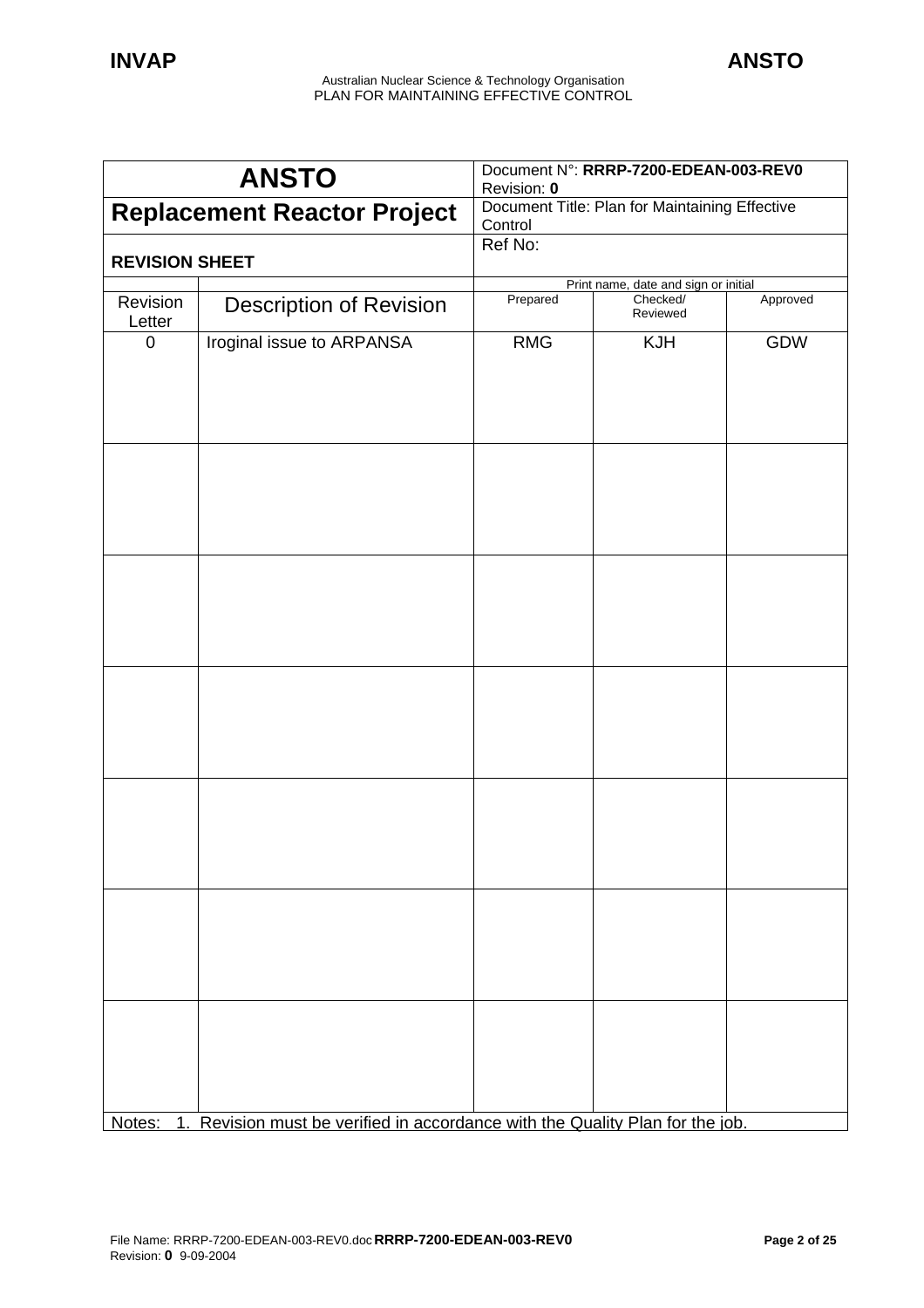| ANSTO | Document N°: **RRRP-7200-EDEAN-003-REV0** Revision: **0** | | | |
|---|---|---|---|---|
| **Replacement Reactor Project** | Document Title: Plan for Maintaining Effective Control | | | |
| **REVISION SHEET** | Ref No: | | | |

| Revision Letter | Description of Revision | Prepared | Checked/ Reviewed | Approved |
|---|---|---|---|---|
| | | Print name, date and sign or initial | | |
| 0 | Iroginal issue to ARPANSA | RMG | KJH | GDW |
| | | | | |
| | | | | |
| | | | | |
| | | | | |
| | | | | |
| | | | | |

Notes: 1. Revision must be verified in accordance with the Quality Plan for the job.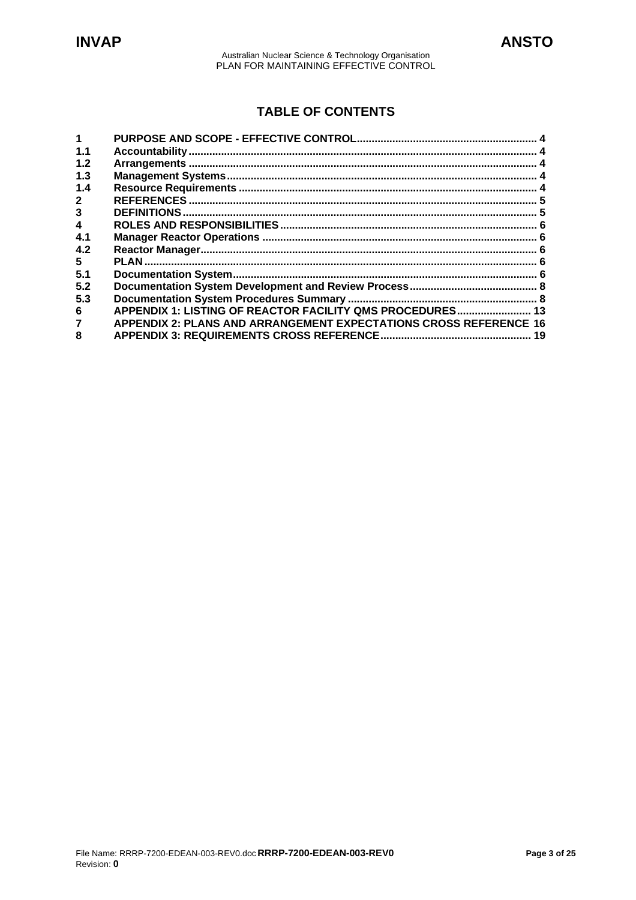## TABLE OF CONTENTS

| | | |
|---|---|---|
| **1** | **PURPOSE AND SCOPE - EFFECTIVE CONTROL** | **4** |
| **1.1** | **Accountability** | **4** |
| **1.2** | **Arrangements** | **4** |
| **1.3** | **Management Systems** | **4** |
| **1.4** | **Resource Requirements** | **4** |
| **2** | **REFERENCES** | **5** |
| **3** | **DEFINITIONS** | **5** |
| **4** | **ROLES AND RESPONSIBILITIES** | **6** |
| **4.1** | **Manager Reactor Operations** | **6** |
| **4.2** | **Reactor Manager** | **6** |
| **5** | **PLAN** | **6** |
| **5.1** | **Documentation System** | **6** |
| **5.2** | **Documentation System Development and Review Process** | **8** |
| **5.3** | **Documentation System Procedures Summary** | **8** |
| **6** | **APPENDIX 1: LISTING OF REACTOR FACILITY QMS PROCEDURES** | **13** |
| **7** | **APPENDIX 2: PLANS AND ARRANGEMENT EXPECTATIONS CROSS REFERENCE** | **16** |
| **8** | **APPENDIX 3: REQUIREMENTS CROSS REFERENCE** | **19** |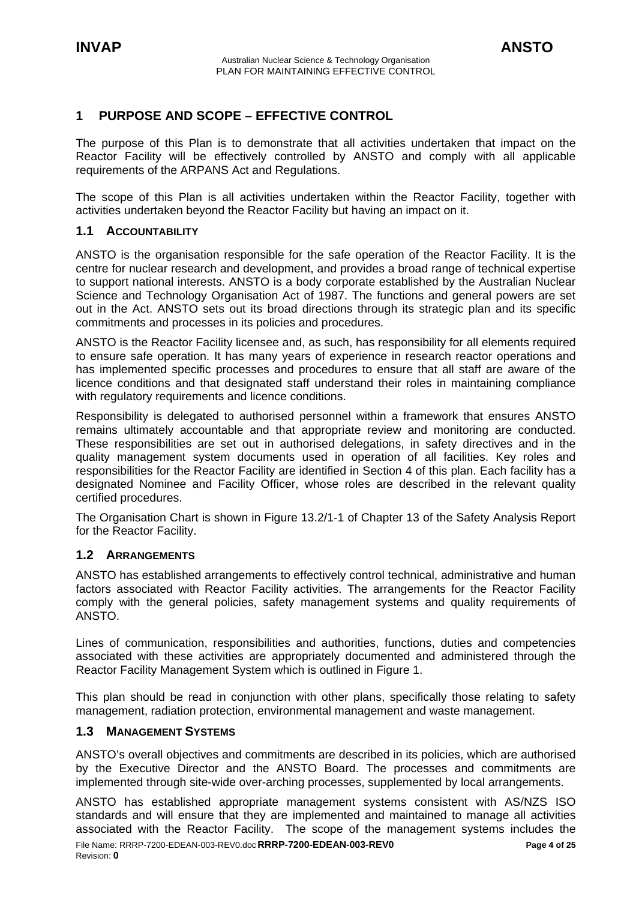# 1 PURPOSE AND SCOPE – EFFECTIVE CONTROL

The purpose of this Plan is to demonstrate that all activities undertaken that impact on the Reactor Facility will be effectively controlled by ANSTO and comply with all applicable requirements of the ARPANS Act and Regulations.

The scope of this Plan is all activities undertaken within the Reactor Facility, together with activities undertaken beyond the Reactor Facility but having an impact on it.

## 1.1 ACCOUNTABILITY

ANSTO is the organisation responsible for the safe operation of the Reactor Facility. It is the centre for nuclear research and development, and provides a broad range of technical expertise to support national interests. ANSTO is a body corporate established by the Australian Nuclear Science and Technology Organisation Act of 1987. The functions and general powers are set out in the Act. ANSTO sets out its broad directions through its strategic plan and its specific commitments and processes in its policies and procedures.

ANSTO is the Reactor Facility licensee and, as such, has responsibility for all elements required to ensure safe operation. It has many years of experience in research reactor operations and has implemented specific processes and procedures to ensure that all staff are aware of the licence conditions and that designated staff understand their roles in maintaining compliance with regulatory requirements and licence conditions.

Responsibility is delegated to authorised personnel within a framework that ensures ANSTO remains ultimately accountable and that appropriate review and monitoring are conducted. These responsibilities are set out in authorised delegations, in safety directives and in the quality management system documents used in operation of all facilities. Key roles and responsibilities for the Reactor Facility are identified in Section 4 of this plan. Each facility has a designated Nominee and Facility Officer, whose roles are described in the relevant quality certified procedures.

The Organisation Chart is shown in Figure 13.2/1-1 of Chapter 13 of the Safety Analysis Report for the Reactor Facility.

## 1.2 ARRANGEMENTS

ANSTO has established arrangements to effectively control technical, administrative and human factors associated with Reactor Facility activities. The arrangements for the Reactor Facility comply with the general policies, safety management systems and quality requirements of ANSTO.

Lines of communication, responsibilities and authorities, functions, duties and competencies associated with these activities are appropriately documented and administered through the Reactor Facility Management System which is outlined in Figure 1.

This plan should be read in conjunction with other plans, specifically those relating to safety management, radiation protection, environmental management and waste management.

## 1.3 MANAGEMENT SYSTEMS

ANSTO's overall objectives and commitments are described in its policies, which are authorised by the Executive Director and the ANSTO Board. The processes and commitments are implemented through site-wide over-arching processes, supplemented by local arrangements.

ANSTO has established appropriate management systems consistent with AS/NZS ISO standards and will ensure that they are implemented and maintained to manage all activities associated with the Reactor Facility. The scope of the management systems includes the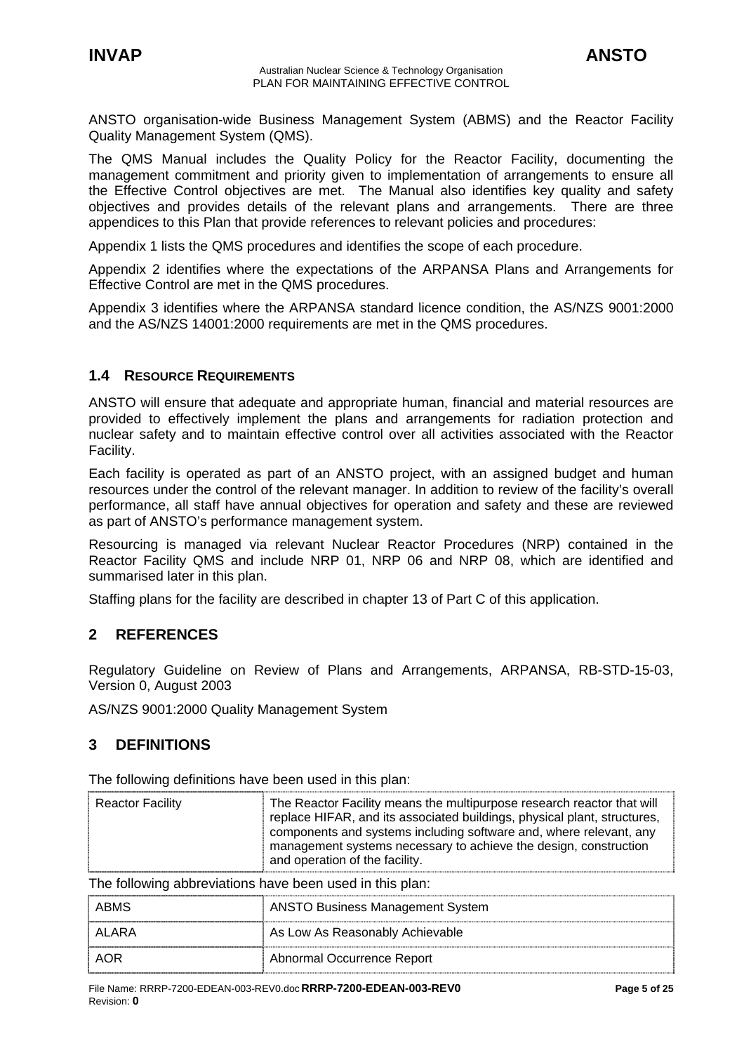ANSTO organisation-wide Business Management System (ABMS) and the Reactor Facility Quality Management System (QMS).

The QMS Manual includes the Quality Policy for the Reactor Facility, documenting the management commitment and priority given to implementation of arrangements to ensure all the Effective Control objectives are met. The Manual also identifies key quality and safety objectives and provides details of the relevant plans and arrangements. There are three appendices to this Plan that provide references to relevant policies and procedures:

Appendix 1 lists the QMS procedures and identifies the scope of each procedure.

Appendix 2 identifies where the expectations of the ARPANSA Plans and Arrangements for Effective Control are met in the QMS procedures.

Appendix 3 identifies where the ARPANSA standard licence condition, the AS/NZS 9001:2000 and the AS/NZS 14001:2000 requirements are met in the QMS procedures.

### 1.4 RESOURCE REQUIREMENTS

ANSTO will ensure that adequate and appropriate human, financial and material resources are provided to effectively implement the plans and arrangements for radiation protection and nuclear safety and to maintain effective control over all activities associated with the Reactor Facility.

Each facility is operated as part of an ANSTO project, with an assigned budget and human resources under the control of the relevant manager. In addition to review of the facility's overall performance, all staff have annual objectives for operation and safety and these are reviewed as part of ANSTO's performance management system.

Resourcing is managed via relevant Nuclear Reactor Procedures (NRP) contained in the Reactor Facility QMS and include NRP 01, NRP 06 and NRP 08, which are identified and summarised later in this plan.

Staffing plans for the facility are described in chapter 13 of Part C of this application.

## 2 REFERENCES

Regulatory Guideline on Review of Plans and Arrangements, ARPANSA, RB-STD-15-03, Version 0, August 2003

AS/NZS 9001:2000 Quality Management System

## 3 DEFINITIONS

The following definitions have been used in this plan:

| | |
|---|---|
| Reactor Facility | The Reactor Facility means the multipurpose research reactor that will replace HIFAR, and its associated buildings, physical plant, structures, components and systems including software and, where relevant, any management systems necessary to achieve the design, construction and operation of the facility. |

The following abbreviations have been used in this plan:

| | |
|---|---|
| ABMS | ANSTO Business Management System |
| ALARA | As Low As Reasonably Achievable |
| AOR | Abnormal Occurrence Report |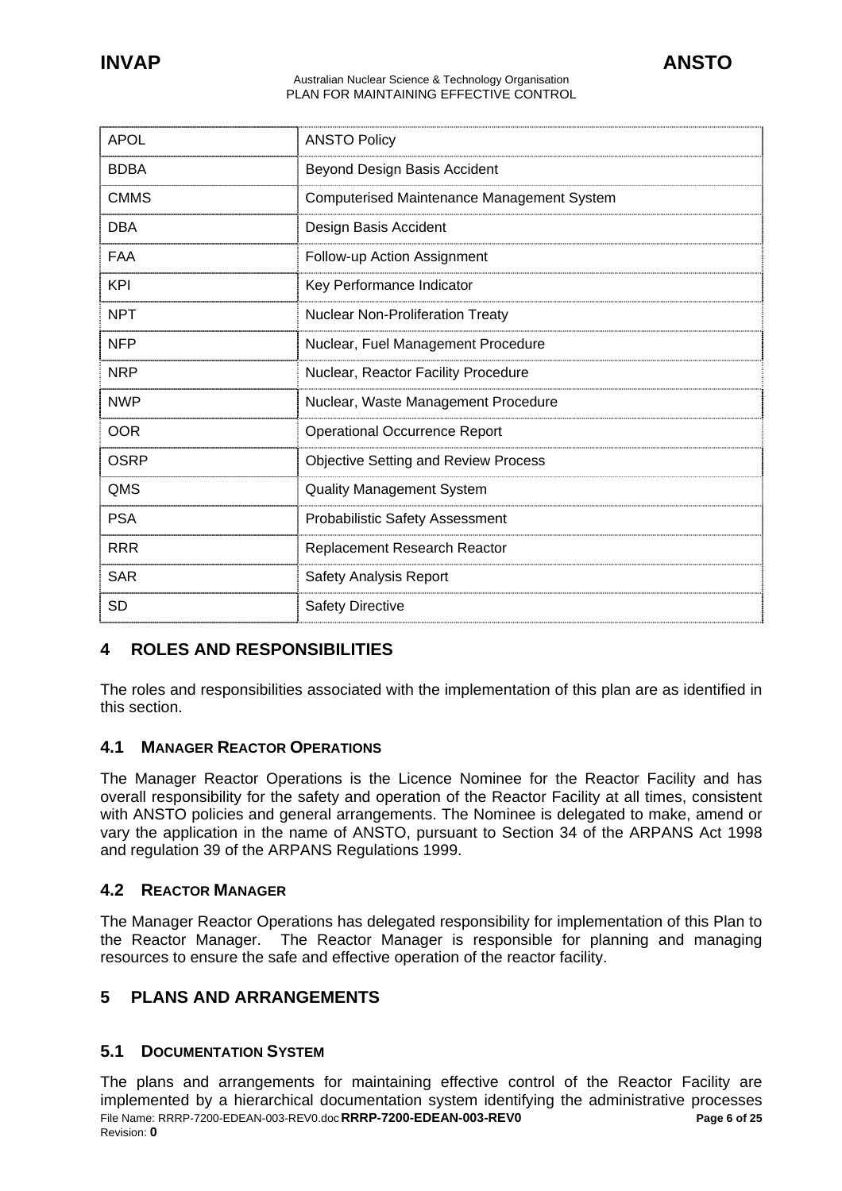| APOL | ANSTO Policy |
|---|---|
| BDBA | Beyond Design Basis Accident |
| CMMS | Computerised Maintenance Management System |
| DBA | Design Basis Accident |
| FAA | Follow-up Action Assignment |
| KPI | Key Performance Indicator |
| NPT | Nuclear Non-Proliferation Treaty |
| NFP | Nuclear, Fuel Management Procedure |
| NRP | Nuclear, Reactor Facility Procedure |
| NWP | Nuclear, Waste Management Procedure |
| OOR | Operational Occurrence Report |
| OSRP | Objective Setting and Review Process |
| QMS | Quality Management System |
| PSA | Probabilistic Safety Assessment |
| RRR | Replacement Research Reactor |
| SAR | Safety Analysis Report |
| SD | Safety Directive |

# 4 ROLES AND RESPONSIBILITIES

The roles and responsibilities associated with the implementation of this plan are as identified in this section.

## 4.1 MANAGER REACTOR OPERATIONS

The Manager Reactor Operations is the Licence Nominee for the Reactor Facility and has overall responsibility for the safety and operation of the Reactor Facility at all times, consistent with ANSTO policies and general arrangements. The Nominee is delegated to make, amend or vary the application in the name of ANSTO, pursuant to Section 34 of the ARPANS Act 1998 and regulation 39 of the ARPANS Regulations 1999.

## 4.2 REACTOR MANAGER

The Manager Reactor Operations has delegated responsibility for implementation of this Plan to the Reactor Manager. The Reactor Manager is responsible for planning and managing resources to ensure the safe and effective operation of the reactor facility.

# 5 PLANS AND ARRANGEMENTS

## 5.1 DOCUMENTATION SYSTEM

The plans and arrangements for maintaining effective control of the Reactor Facility are implemented by a hierarchical documentation system identifying the administrative processes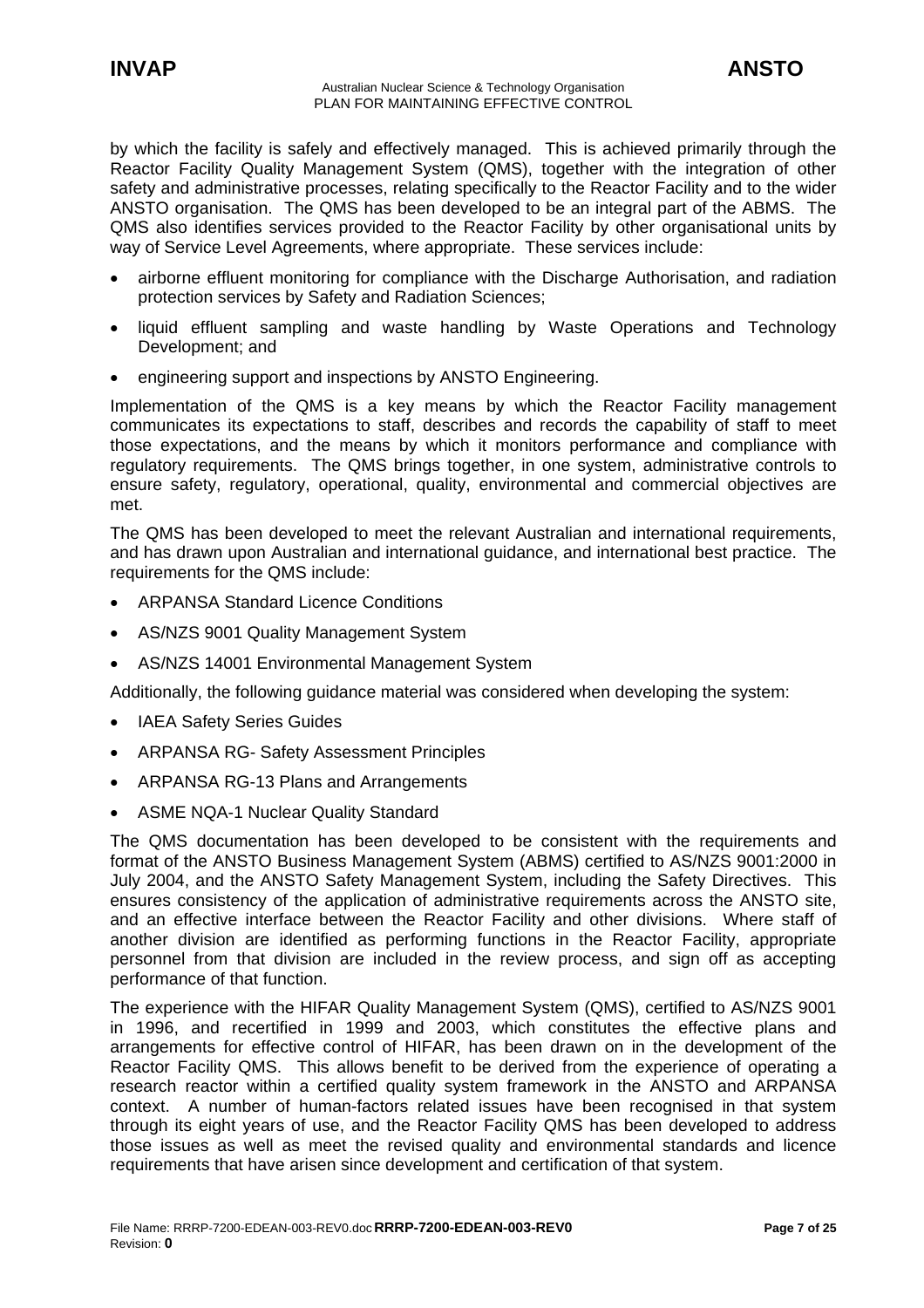by which the facility is safely and effectively managed. This is achieved primarily through the Reactor Facility Quality Management System (QMS), together with the integration of other safety and administrative processes, relating specifically to the Reactor Facility and to the wider ANSTO organisation. The QMS has been developed to be an integral part of the ABMS. The QMS also identifies services provided to the Reactor Facility by other organisational units by way of Service Level Agreements, where appropriate. These services include:

- airborne effluent monitoring for compliance with the Discharge Authorisation, and radiation protection services by Safety and Radiation Sciences;
- liquid effluent sampling and waste handling by Waste Operations and Technology Development; and
- engineering support and inspections by ANSTO Engineering.

Implementation of the QMS is a key means by which the Reactor Facility management communicates its expectations to staff, describes and records the capability of staff to meet those expectations, and the means by which it monitors performance and compliance with regulatory requirements. The QMS brings together, in one system, administrative controls to ensure safety, regulatory, operational, quality, environmental and commercial objectives are met.

The QMS has been developed to meet the relevant Australian and international requirements, and has drawn upon Australian and international guidance, and international best practice. The requirements for the QMS include:

- ARPANSA Standard Licence Conditions
- AS/NZS 9001 Quality Management System
- AS/NZS 14001 Environmental Management System

Additionally, the following guidance material was considered when developing the system:

- IAEA Safety Series Guides
- ARPANSA RG- Safety Assessment Principles
- ARPANSA RG-13 Plans and Arrangements
- ASME NQA-1 Nuclear Quality Standard

The QMS documentation has been developed to be consistent with the requirements and format of the ANSTO Business Management System (ABMS) certified to AS/NZS 9001:2000 in July 2004, and the ANSTO Safety Management System, including the Safety Directives. This ensures consistency of the application of administrative requirements across the ANSTO site, and an effective interface between the Reactor Facility and other divisions. Where staff of another division are identified as performing functions in the Reactor Facility, appropriate personnel from that division are included in the review process, and sign off as accepting performance of that function.

The experience with the HIFAR Quality Management System (QMS), certified to AS/NZS 9001 in 1996, and recertified in 1999 and 2003, which constitutes the effective plans and arrangements for effective control of HIFAR, has been drawn on in the development of the Reactor Facility QMS. This allows benefit to be derived from the experience of operating a research reactor within a certified quality system framework in the ANSTO and ARPANSA context. A number of human-factors related issues have been recognised in that system through its eight years of use, and the Reactor Facility QMS has been developed to address those issues as well as meet the revised quality and environmental standards and licence requirements that have arisen since development and certification of that system.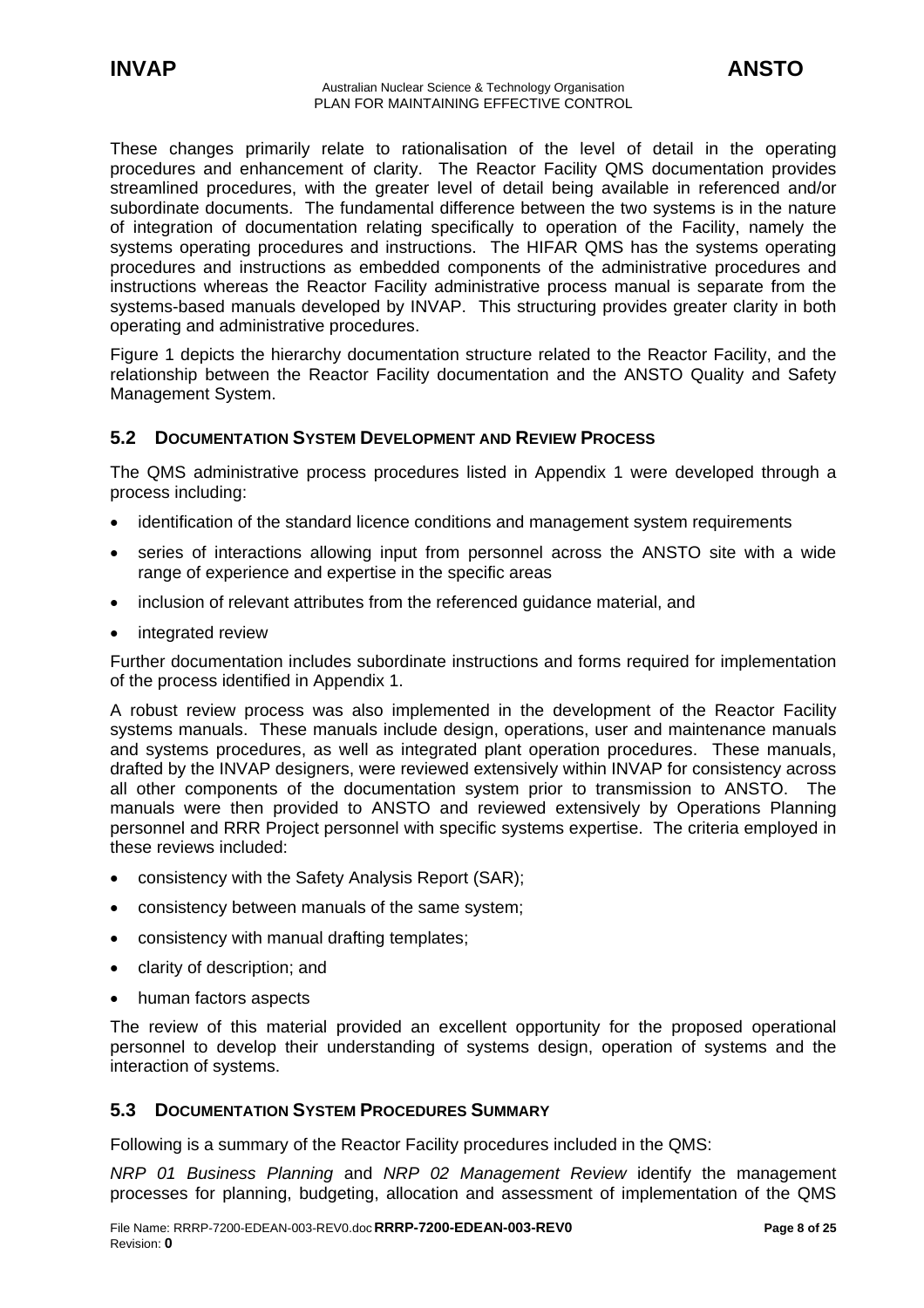These changes primarily relate to rationalisation of the level of detail in the operating procedures and enhancement of clarity. The Reactor Facility QMS documentation provides streamlined procedures, with the greater level of detail being available in referenced and/or subordinate documents. The fundamental difference between the two systems is in the nature of integration of documentation relating specifically to operation of the Facility, namely the systems operating procedures and instructions. The HIFAR QMS has the systems operating procedures and instructions as embedded components of the administrative procedures and instructions whereas the Reactor Facility administrative process manual is separate from the systems-based manuals developed by INVAP. This structuring provides greater clarity in both operating and administrative procedures.

Figure 1 depicts the hierarchy documentation structure related to the Reactor Facility, and the relationship between the Reactor Facility documentation and the ANSTO Quality and Safety Management System.

## 5.2 Documentation System Development and Review Process

The QMS administrative process procedures listed in Appendix 1 were developed through a process including:

- identification of the standard licence conditions and management system requirements
- series of interactions allowing input from personnel across the ANSTO site with a wide range of experience and expertise in the specific areas
- inclusion of relevant attributes from the referenced guidance material, and
- integrated review

Further documentation includes subordinate instructions and forms required for implementation of the process identified in Appendix 1.

A robust review process was also implemented in the development of the Reactor Facility systems manuals. These manuals include design, operations, user and maintenance manuals and systems procedures, as well as integrated plant operation procedures. These manuals, drafted by the INVAP designers, were reviewed extensively within INVAP for consistency across all other components of the documentation system prior to transmission to ANSTO. The manuals were then provided to ANSTO and reviewed extensively by Operations Planning personnel and RRR Project personnel with specific systems expertise. The criteria employed in these reviews included:

- consistency with the Safety Analysis Report (SAR);
- consistency between manuals of the same system;
- consistency with manual drafting templates;
- clarity of description; and
- human factors aspects

The review of this material provided an excellent opportunity for the proposed operational personnel to develop their understanding of systems design, operation of systems and the interaction of systems.

## 5.3 Documentation System Procedures Summary

Following is a summary of the Reactor Facility procedures included in the QMS:

*NRP 01 Business Planning* and *NRP 02 Management Review* identify the management processes for planning, budgeting, allocation and assessment of implementation of the QMS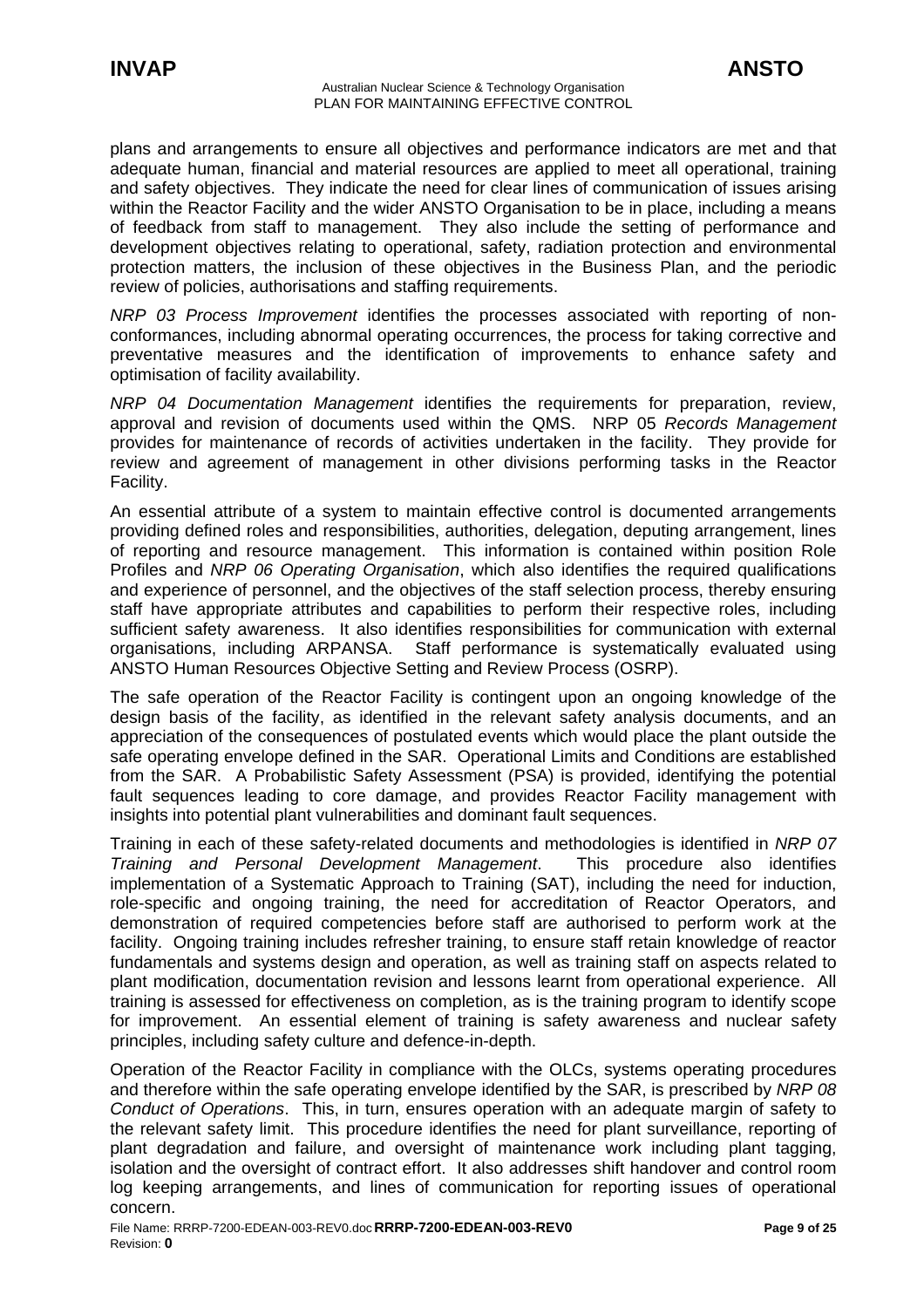plans and arrangements to ensure all objectives and performance indicators are met and that adequate human, financial and material resources are applied to meet all operational, training and safety objectives. They indicate the need for clear lines of communication of issues arising within the Reactor Facility and the wider ANSTO Organisation to be in place, including a means of feedback from staff to management. They also include the setting of performance and development objectives relating to operational, safety, radiation protection and environmental protection matters, the inclusion of these objectives in the Business Plan, and the periodic review of policies, authorisations and staffing requirements.

*NRP 03 Process Improvement* identifies the processes associated with reporting of non-conformances, including abnormal operating occurrences, the process for taking corrective and preventative measures and the identification of improvements to enhance safety and optimisation of facility availability.

*NRP 04 Documentation Management* identifies the requirements for preparation, review, approval and revision of documents used within the QMS. NRP 05 *Records Management* provides for maintenance of records of activities undertaken in the facility. They provide for review and agreement of management in other divisions performing tasks in the Reactor Facility.

An essential attribute of a system to maintain effective control is documented arrangements providing defined roles and responsibilities, authorities, delegation, deputing arrangement, lines of reporting and resource management. This information is contained within position Role Profiles and *NRP 06 Operating Organisation*, which also identifies the required qualifications and experience of personnel, and the objectives of the staff selection process, thereby ensuring staff have appropriate attributes and capabilities to perform their respective roles, including sufficient safety awareness. It also identifies responsibilities for communication with external organisations, including ARPANSA. Staff performance is systematically evaluated using ANSTO Human Resources Objective Setting and Review Process (OSRP).

The safe operation of the Reactor Facility is contingent upon an ongoing knowledge of the design basis of the facility, as identified in the relevant safety analysis documents, and an appreciation of the consequences of postulated events which would place the plant outside the safe operating envelope defined in the SAR. Operational Limits and Conditions are established from the SAR. A Probabilistic Safety Assessment (PSA) is provided, identifying the potential fault sequences leading to core damage, and provides Reactor Facility management with insights into potential plant vulnerabilities and dominant fault sequences.

Training in each of these safety-related documents and methodologies is identified in *NRP 07 Training and Personal Development Management*. This procedure also identifies implementation of a Systematic Approach to Training (SAT), including the need for induction, role-specific and ongoing training, the need for accreditation of Reactor Operators, and demonstration of required competencies before staff are authorised to perform work at the facility. Ongoing training includes refresher training, to ensure staff retain knowledge of reactor fundamentals and systems design and operation, as well as training staff on aspects related to plant modification, documentation revision and lessons learnt from operational experience. All training is assessed for effectiveness on completion, as is the training program to identify scope for improvement. An essential element of training is safety awareness and nuclear safety principles, including safety culture and defence-in-depth.

Operation of the Reactor Facility in compliance with the OLCs, systems operating procedures and therefore within the safe operating envelope identified by the SAR, is prescribed by *NRP 08 Conduct of Operations*. This, in turn, ensures operation with an adequate margin of safety to the relevant safety limit. This procedure identifies the need for plant surveillance, reporting of plant degradation and failure, and oversight of maintenance work including plant tagging, isolation and the oversight of contract effort. It also addresses shift handover and control room log keeping arrangements, and lines of communication for reporting issues of operational concern.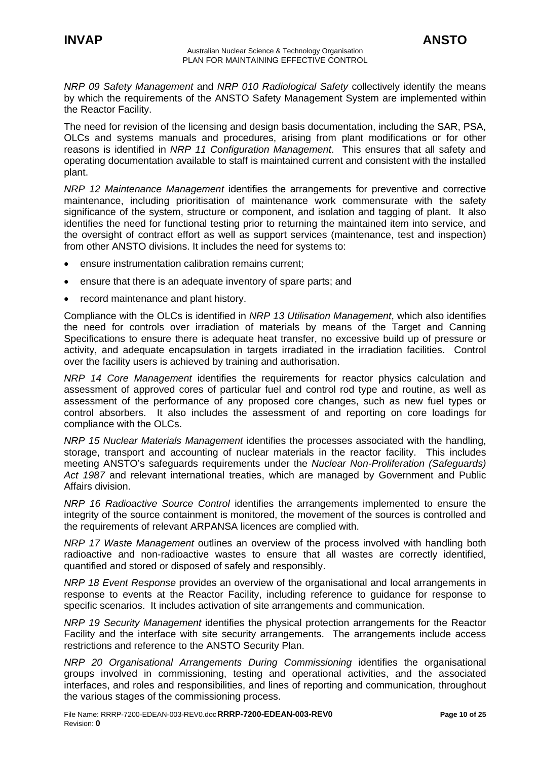*NRP 09 Safety Management* and *NRP 010 Radiological Safety* collectively identify the means by which the requirements of the ANSTO Safety Management System are implemented within the Reactor Facility.

The need for revision of the licensing and design basis documentation, including the SAR, PSA, OLCs and systems manuals and procedures, arising from plant modifications or for other reasons is identified in *NRP 11 Configuration Management*. This ensures that all safety and operating documentation available to staff is maintained current and consistent with the installed plant.

*NRP 12 Maintenance Management* identifies the arrangements for preventive and corrective maintenance, including prioritisation of maintenance work commensurate with the safety significance of the system, structure or component, and isolation and tagging of plant. It also identifies the need for functional testing prior to returning the maintained item into service, and the oversight of contract effort as well as support services (maintenance, test and inspection) from other ANSTO divisions. It includes the need for systems to:

- ensure instrumentation calibration remains current;
- ensure that there is an adequate inventory of spare parts; and
- record maintenance and plant history.

Compliance with the OLCs is identified in *NRP 13 Utilisation Management*, which also identifies the need for controls over irradiation of materials by means of the Target and Canning Specifications to ensure there is adequate heat transfer, no excessive build up of pressure or activity, and adequate encapsulation in targets irradiated in the irradiation facilities. Control over the facility users is achieved by training and authorisation.

*NRP 14 Core Management* identifies the requirements for reactor physics calculation and assessment of approved cores of particular fuel and control rod type and routine, as well as assessment of the performance of any proposed core changes, such as new fuel types or control absorbers. It also includes the assessment of and reporting on core loadings for compliance with the OLCs.

*NRP 15 Nuclear Materials Management* identifies the processes associated with the handling, storage, transport and accounting of nuclear materials in the reactor facility. This includes meeting ANSTO's safeguards requirements under the *Nuclear Non-Proliferation (Safeguards) Act 1987* and relevant international treaties, which are managed by Government and Public Affairs division.

*NRP 16 Radioactive Source Control* identifies the arrangements implemented to ensure the integrity of the source containment is monitored, the movement of the sources is controlled and the requirements of relevant ARPANSA licences are complied with.

*NRP 17 Waste Management* outlines an overview of the process involved with handling both radioactive and non-radioactive wastes to ensure that all wastes are correctly identified, quantified and stored or disposed of safely and responsibly.

*NRP 18 Event Response* provides an overview of the organisational and local arrangements in response to events at the Reactor Facility, including reference to guidance for response to specific scenarios. It includes activation of site arrangements and communication.

*NRP 19 Security Management* identifies the physical protection arrangements for the Reactor Facility and the interface with site security arrangements. The arrangements include access restrictions and reference to the ANSTO Security Plan.

*NRP 20 Organisational Arrangements During Commissioning* identifies the organisational groups involved in commissioning, testing and operational activities, and the associated interfaces, and roles and responsibilities, and lines of reporting and communication, throughout the various stages of the commissioning process.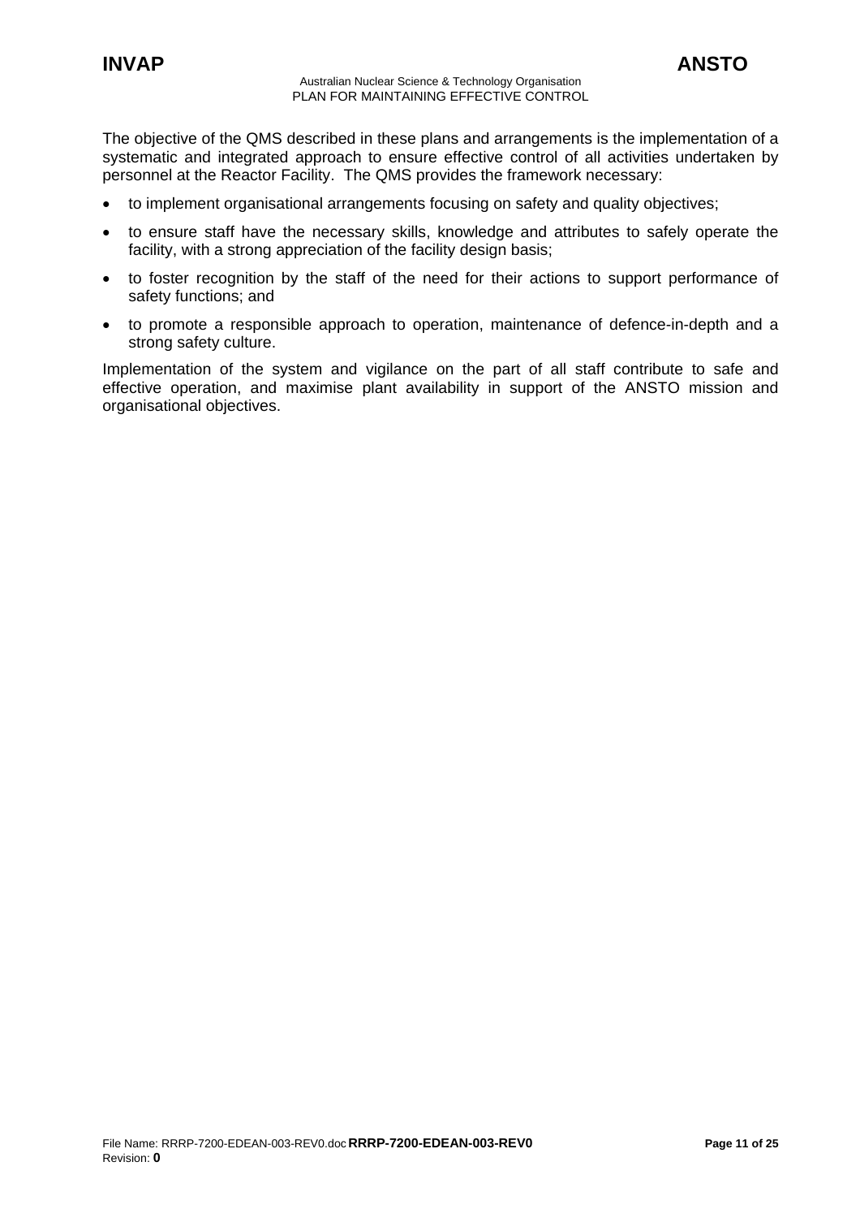The objective of the QMS described in these plans and arrangements is the implementation of a systematic and integrated approach to ensure effective control of all activities undertaken by personnel at the Reactor Facility. The QMS provides the framework necessary:

- to implement organisational arrangements focusing on safety and quality objectives;
- to ensure staff have the necessary skills, knowledge and attributes to safely operate the facility, with a strong appreciation of the facility design basis;
- to foster recognition by the staff of the need for their actions to support performance of safety functions; and
- to promote a responsible approach to operation, maintenance of defence-in-depth and a strong safety culture.

Implementation of the system and vigilance on the part of all staff contribute to safe and effective operation, and maximise plant availability in support of the ANSTO mission and organisational objectives.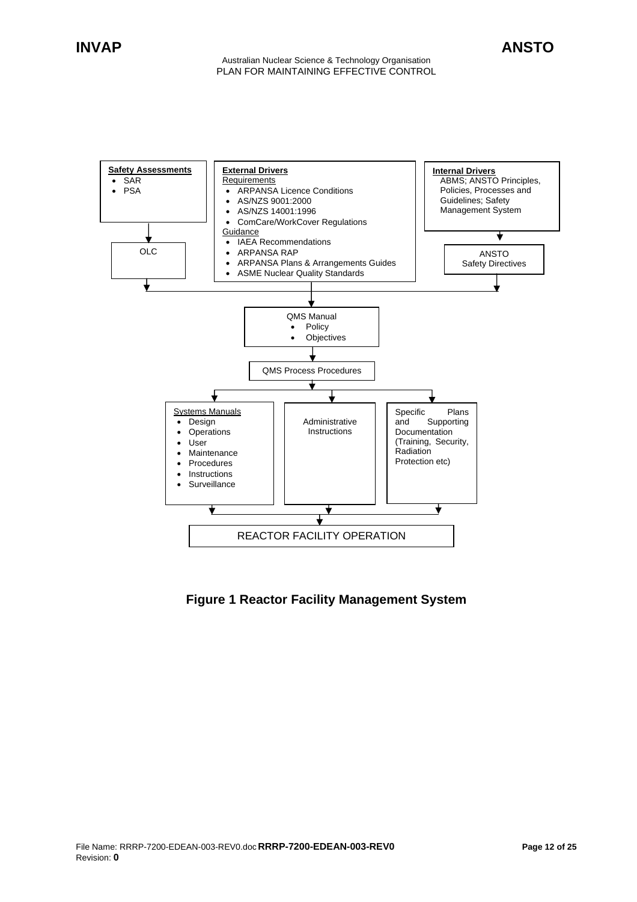**Safety Assessments**
- SAR
- PSA

OLC

**External Drivers**

Requirements
- ARPANSA Licence Conditions
- AS/NZS 9001:2000
- AS/NZS 14001:1996
- ComCare/WorkCover Regulations

Guidance
- IAEA Recommendations
- ARPANSA RAP
- ARPANSA Plans & Arrangements Guides
- ASME Nuclear Quality Standards

**Internal Drivers**

ABMS; ANSTO Principles, Policies, Processes and Guidelines; Safety Management System

ANSTO Safety Directives

QMS Manual
- Policy
- Objectives

QMS Process Procedures

Systems Manuals
- Design
- Operations
- User
- Maintenance
- Procedures
- Instructions
- Surveillance

Administrative Instructions

Specific Plans and Supporting Documentation (Training, Security, Radiation Protection etc)

REACTOR FACILITY OPERATION

**Figure 1 Reactor Facility Management System**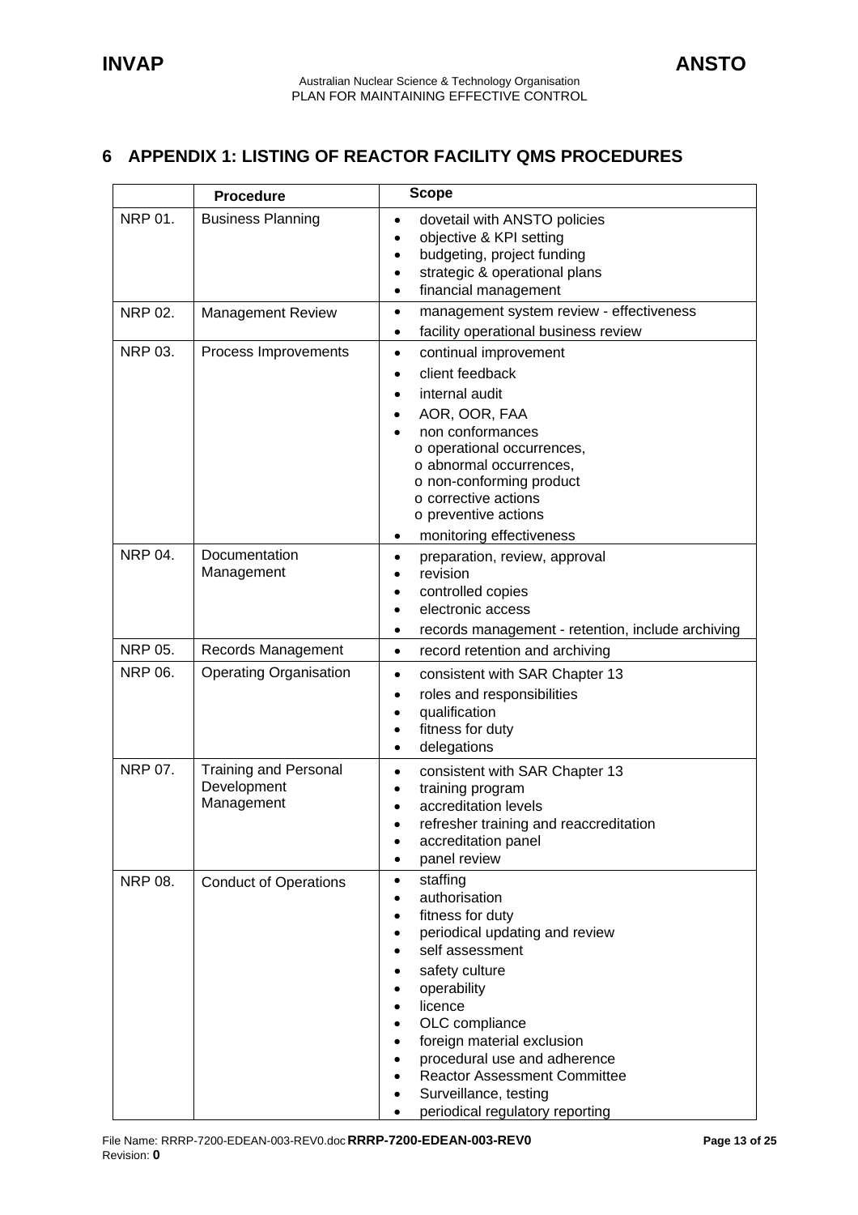# 6 APPENDIX 1: LISTING OF REACTOR FACILITY QMS PROCEDURES

| | Procedure | Scope |
|---|---|---|
| NRP 01. | Business Planning | • dovetail with ANSTO policies<br>• objective & KPI setting<br>• budgeting, project funding<br>• strategic & operational plans<br>• financial management |
| NRP 02. | Management Review | • management system review - effectiveness<br>• facility operational business review |
| NRP 03. | Process Improvements | • continual improvement<br>• client feedback<br>• internal audit<br>• AOR, OOR, FAA<br>• non conformances<br>o operational occurrences,<br>o abnormal occurrences,<br>o non-conforming product<br>o corrective actions<br>o preventive actions<br>• monitoring effectiveness |
| NRP 04. | Documentation Management | • preparation, review, approval<br>• revision<br>• controlled copies<br>• electronic access<br>• records management - retention, include archiving |
| NRP 05. | Records Management | • record retention and archiving |
| NRP 06. | Operating Organisation | • consistent with SAR Chapter 13<br>• roles and responsibilities<br>• qualification<br>• fitness for duty<br>• delegations |
| NRP 07. | Training and Personal Development Management | • consistent with SAR Chapter 13<br>• training program<br>• accreditation levels<br>• refresher training and reaccreditation<br>• accreditation panel<br>• panel review |
| NRP 08. | Conduct of Operations | • staffing<br>• authorisation<br>• fitness for duty<br>• periodical updating and review<br>• self assessment<br>• safety culture<br>• operability<br>• licence<br>• OLC compliance<br>• foreign material exclusion<br>• procedural use and adherence<br>• Reactor Assessment Committee<br>• Surveillance, testing<br>• periodical regulatory reporting |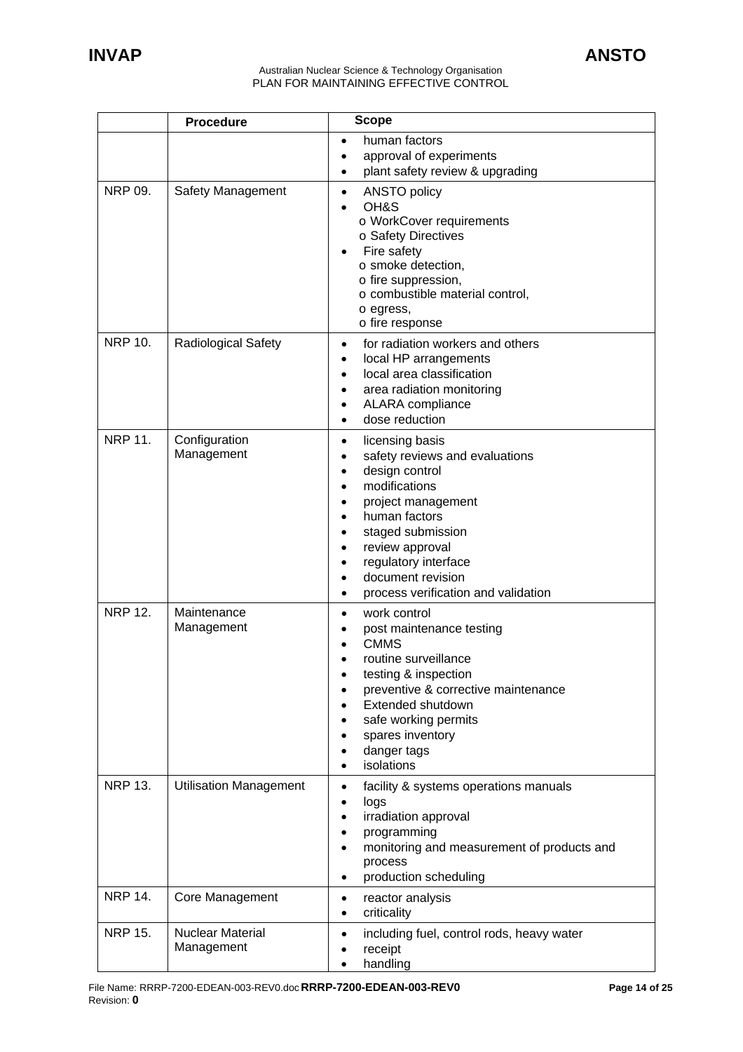| | Procedure | Scope |
|---|---|---|
| | | • human factors<br>• approval of experiments<br>• plant safety review & upgrading |
| NRP 09. | Safety Management | • ANSTO policy<br>• OH&S<br>o WorkCover requirements<br>o Safety Directives<br>• Fire safety<br>o smoke detection,<br>o fire suppression,<br>o combustible material control,<br>o egress,<br>o fire response |
| NRP 10. | Radiological Safety | • for radiation workers and others<br>• local HP arrangements<br>• local area classification<br>• area radiation monitoring<br>• ALARA compliance<br>• dose reduction |
| NRP 11. | Configuration Management | • licensing basis<br>• safety reviews and evaluations<br>• design control<br>• modifications<br>• project management<br>• human factors<br>• staged submission<br>• review approval<br>• regulatory interface<br>• document revision<br>• process verification and validation |
| NRP 12. | Maintenance Management | • work control<br>• post maintenance testing<br>• CMMS<br>• routine surveillance<br>• testing & inspection<br>• preventive & corrective maintenance<br>• Extended shutdown<br>• safe working permits<br>• spares inventory<br>• danger tags<br>• isolations |
| NRP 13. | Utilisation Management | • facility & systems operations manuals<br>• logs<br>• irradiation approval<br>• programming<br>• monitoring and measurement of products and process<br>• production scheduling |
| NRP 14. | Core Management | • reactor analysis<br>• criticality |
| NRP 15. | Nuclear Material Management | • including fuel, control rods, heavy water<br>• receipt<br>• handling |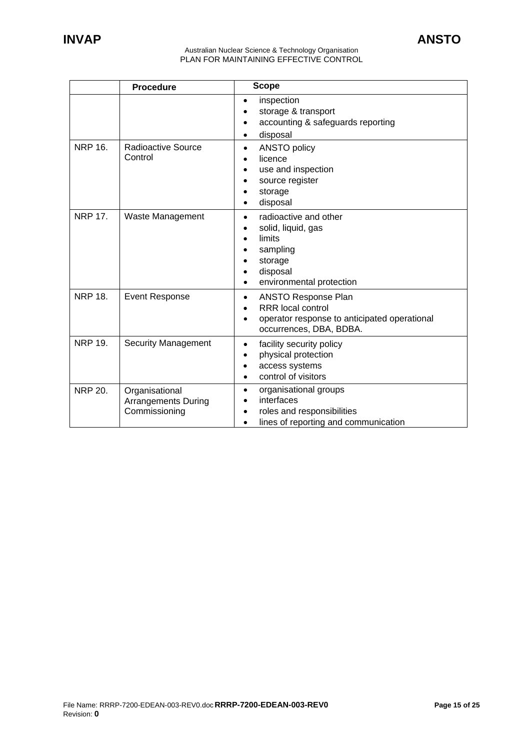|  | Procedure | Scope |
|---|---|---|
|  |  | • inspection<br>• storage & transport<br>• accounting & safeguards reporting<br>• disposal |
| NRP 16. | Radioactive Source Control | • ANSTO policy<br>• licence<br>• use and inspection<br>• source register<br>• storage<br>• disposal |
| NRP 17. | Waste Management | • radioactive and other<br>• solid, liquid, gas<br>• limits<br>• sampling<br>• storage<br>• disposal<br>• environmental protection |
| NRP 18. | Event Response | • ANSTO Response Plan<br>• RRR local control<br>• operator response to anticipated operational occurrences, DBA, BDBA. |
| NRP 19. | Security Management | • facility security policy<br>• physical protection<br>• access systems<br>• control of visitors |
| NRP 20. | Organisational Arrangements During Commissioning | • organisational groups<br>• interfaces<br>• roles and responsibilities<br>• lines of reporting and communication |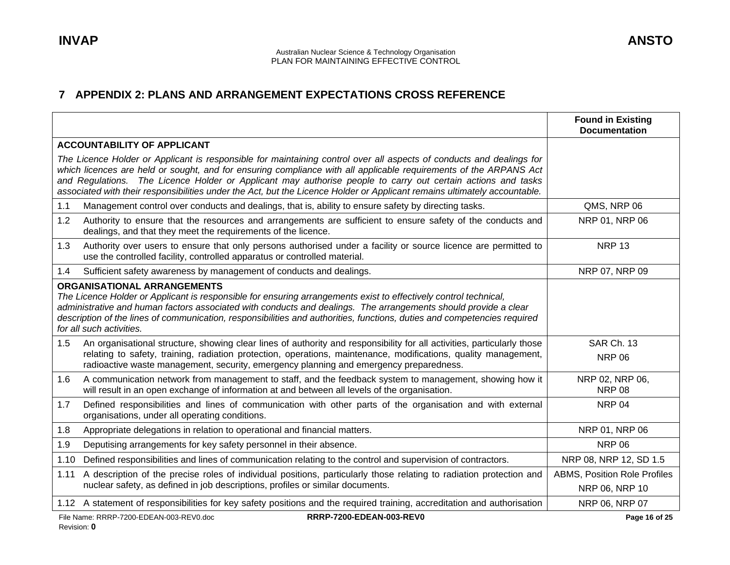# 7 APPENDIX 2: PLANS AND ARRANGEMENT EXPECTATIONS CROSS REFERENCE

| | | Found in Existing Documentation |
|---|---|---|
| **ACCOUNTABILITY OF APPLICANT** *The Licence Holder or Applicant is responsible for maintaining control over all aspects of conducts and dealings for which licences are held or sought, and for ensuring compliance with all applicable requirements of the ARPANS Act and Regulations. The Licence Holder or Applicant may authorise people to carry out certain actions and tasks associated with their responsibilities under the Act, but the Licence Holder or Applicant remains ultimately accountable.* | | |
| 1.1 | Management control over conducts and dealings, that is, ability to ensure safety by directing tasks. | QMS, NRP 06 |
| 1.2 | Authority to ensure that the resources and arrangements are sufficient to ensure safety of the conducts and dealings, and that they meet the requirements of the licence. | NRP 01, NRP 06 |
| 1.3 | Authority over users to ensure that only persons authorised under a facility or source licence are permitted to use the controlled facility, controlled apparatus or controlled material. | NRP 13 |
| 1.4 | Sufficient safety awareness by management of conducts and dealings. | NRP 07, NRP 09 |
| **ORGANISATIONAL ARRANGEMENTS** *The Licence Holder or Applicant is responsible for ensuring arrangements exist to effectively control technical, administrative and human factors associated with conducts and dealings. The arrangements should provide a clear description of the lines of communication, responsibilities and authorities, functions, duties and competencies required for all such activities.* | | |
| 1.5 | An organisational structure, showing clear lines of authority and responsibility for all activities, particularly those relating to safety, training, radiation protection, operations, maintenance, modifications, quality management, radioactive waste management, security, emergency planning and emergency preparedness. | SAR Ch. 13<br>NRP 06 |
| 1.6 | A communication network from management to staff, and the feedback system to management, showing how it will result in an open exchange of information at and between all levels of the organisation. | NRP 02, NRP 06, NRP 08 |
| 1.7 | Defined responsibilities and lines of communication with other parts of the organisation and with external organisations, under all operating conditions. | NRP 04 |
| 1.8 | Appropriate delegations in relation to operational and financial matters. | NRP 01, NRP 06 |
| 1.9 | Deputising arrangements for key safety personnel in their absence. | NRP 06 |
| 1.10 | Defined responsibilities and lines of communication relating to the control and supervision of contractors. | NRP 08, NRP 12, SD 1.5 |
| 1.11 | A description of the precise roles of individual positions, particularly those relating to radiation protection and nuclear safety, as defined in job descriptions, profiles or similar documents. | ABMS, Position Role Profiles<br>NRP 06, NRP 10 |
| 1.12 | A statement of responsibilities for key safety positions and the required training, accreditation and authorisation | NRP 06, NRP 07 |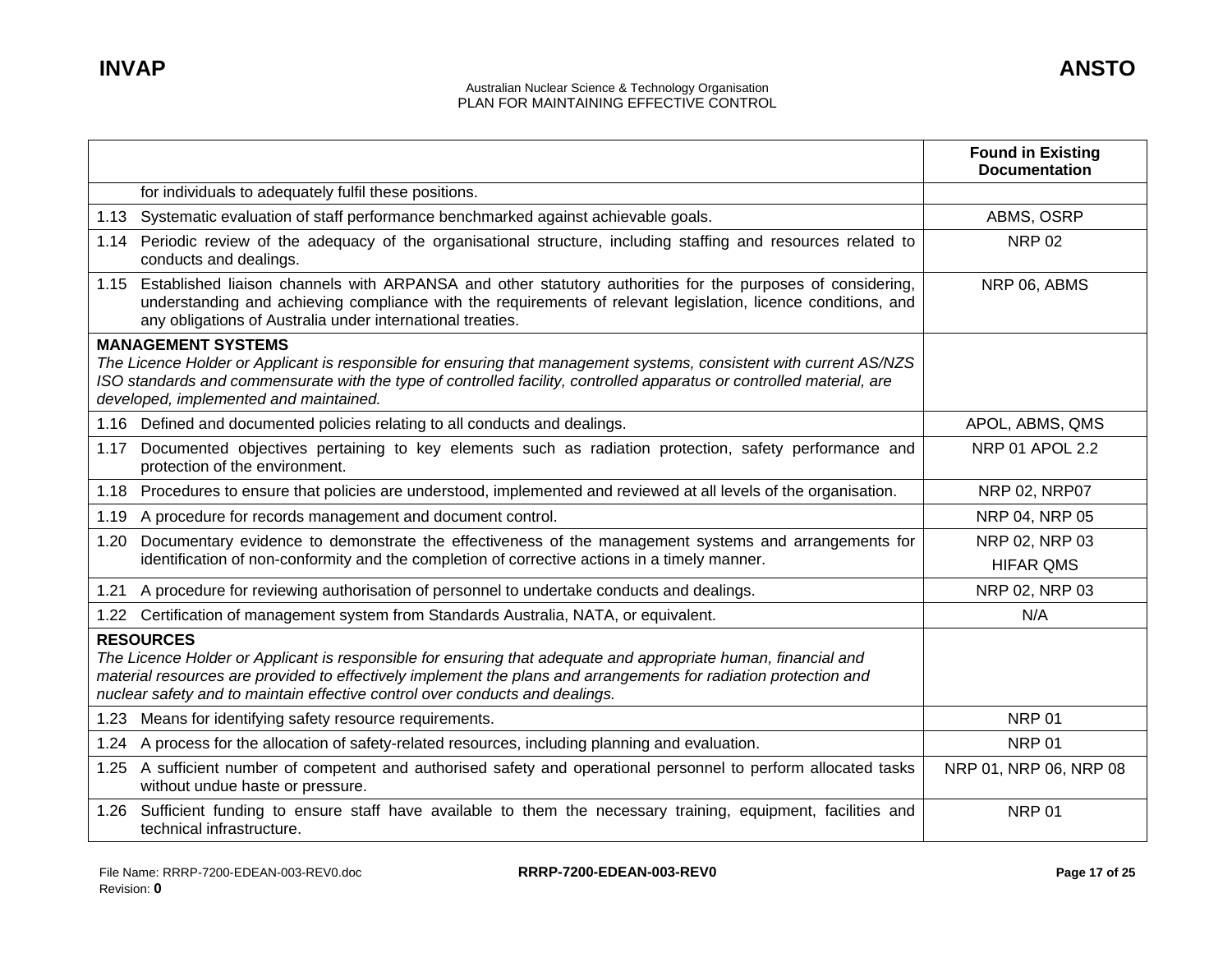| | Found in Existing Documentation |
|---|---|
| for individuals to adequately fulfil these positions. | |
| 1.13 Systematic evaluation of staff performance benchmarked against achievable goals. | ABMS, OSRP |
| 1.14 Periodic review of the adequacy of the organisational structure, including staffing and resources related to conducts and dealings. | NRP 02 |
| 1.15 Established liaison channels with ARPANSA and other statutory authorities for the purposes of considering, understanding and achieving compliance with the requirements of relevant legislation, licence conditions, and any obligations of Australia under international treaties. | NRP 06, ABMS |
| **MANAGEMENT SYSTEMS**<br>*The Licence Holder or Applicant is responsible for ensuring that management systems, consistent with current AS/NZS ISO standards and commensurate with the type of controlled facility, controlled apparatus or controlled material, are developed, implemented and maintained.* | |
| 1.16 Defined and documented policies relating to all conducts and dealings. | APOL, ABMS, QMS |
| 1.17 Documented objectives pertaining to key elements such as radiation protection, safety performance and protection of the environment. | NRP 01 APOL 2.2 |
| 1.18 Procedures to ensure that policies are understood, implemented and reviewed at all levels of the organisation. | NRP 02, NRP07 |
| 1.19 A procedure for records management and document control. | NRP 04, NRP 05 |
| 1.20 Documentary evidence to demonstrate the effectiveness of the management systems and arrangements for identification of non-conformity and the completion of corrective actions in a timely manner. | NRP 02, NRP 03<br>HIFAR QMS |
| 1.21 A procedure for reviewing authorisation of personnel to undertake conducts and dealings. | NRP 02, NRP 03 |
| 1.22 Certification of management system from Standards Australia, NATA, or equivalent. | N/A |
| **RESOURCES**<br>*The Licence Holder or Applicant is responsible for ensuring that adequate and appropriate human, financial and material resources are provided to effectively implement the plans and arrangements for radiation protection and nuclear safety and to maintain effective control over conducts and dealings.* | |
| 1.23 Means for identifying safety resource requirements. | NRP 01 |
| 1.24 A process for the allocation of safety-related resources, including planning and evaluation. | NRP 01 |
| 1.25 A sufficient number of competent and authorised safety and operational personnel to perform allocated tasks without undue haste or pressure. | NRP 01, NRP 06, NRP 08 |
| 1.26 Sufficient funding to ensure staff have available to them the necessary training, equipment, facilities and technical infrastructure. | NRP 01 |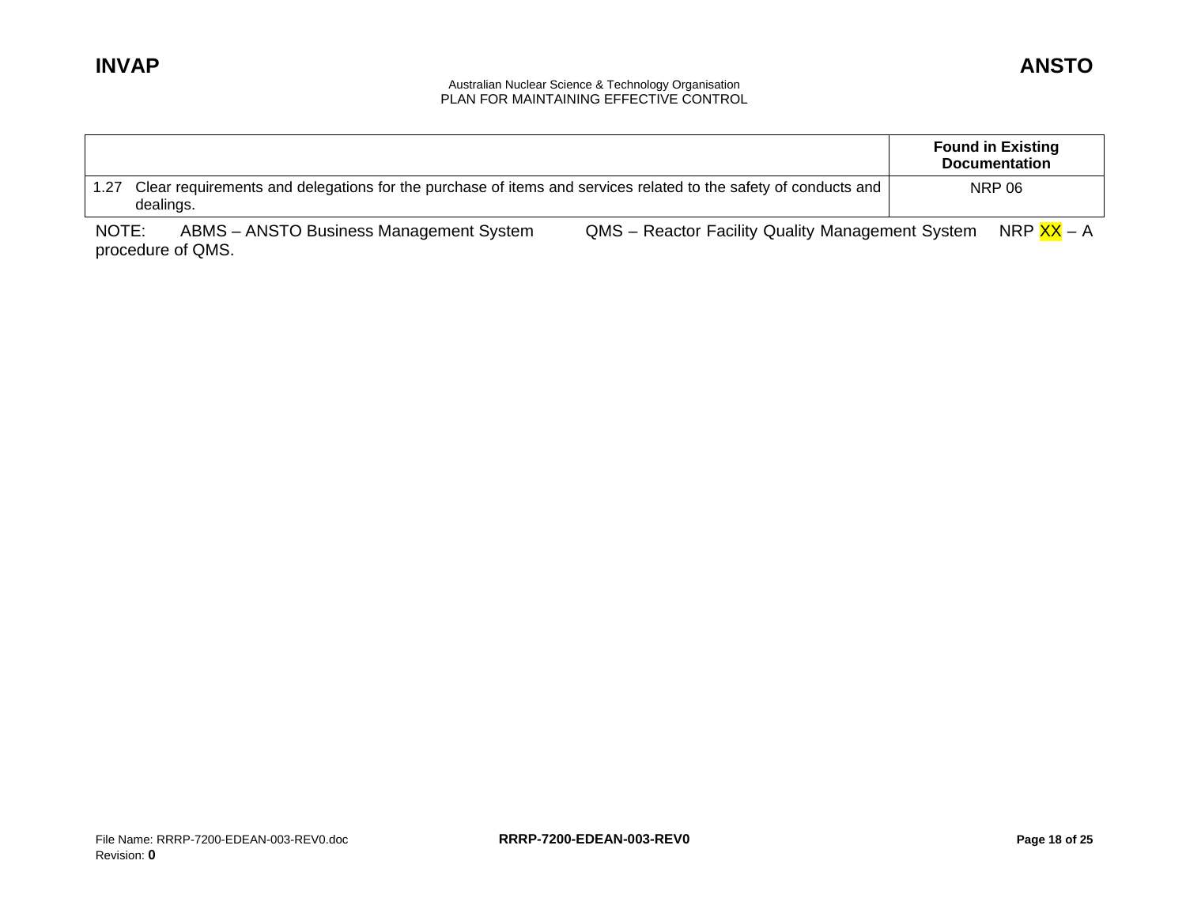| | Found in Existing Documentation |
|---|---|
| 1.27 Clear requirements and delegations for the purchase of items and services related to the safety of conducts and dealings. | NRP 06 |

NOTE: ABMS – ANSTO Business Management System QMS – Reactor Facility Quality Management System NRP XX – A procedure of QMS.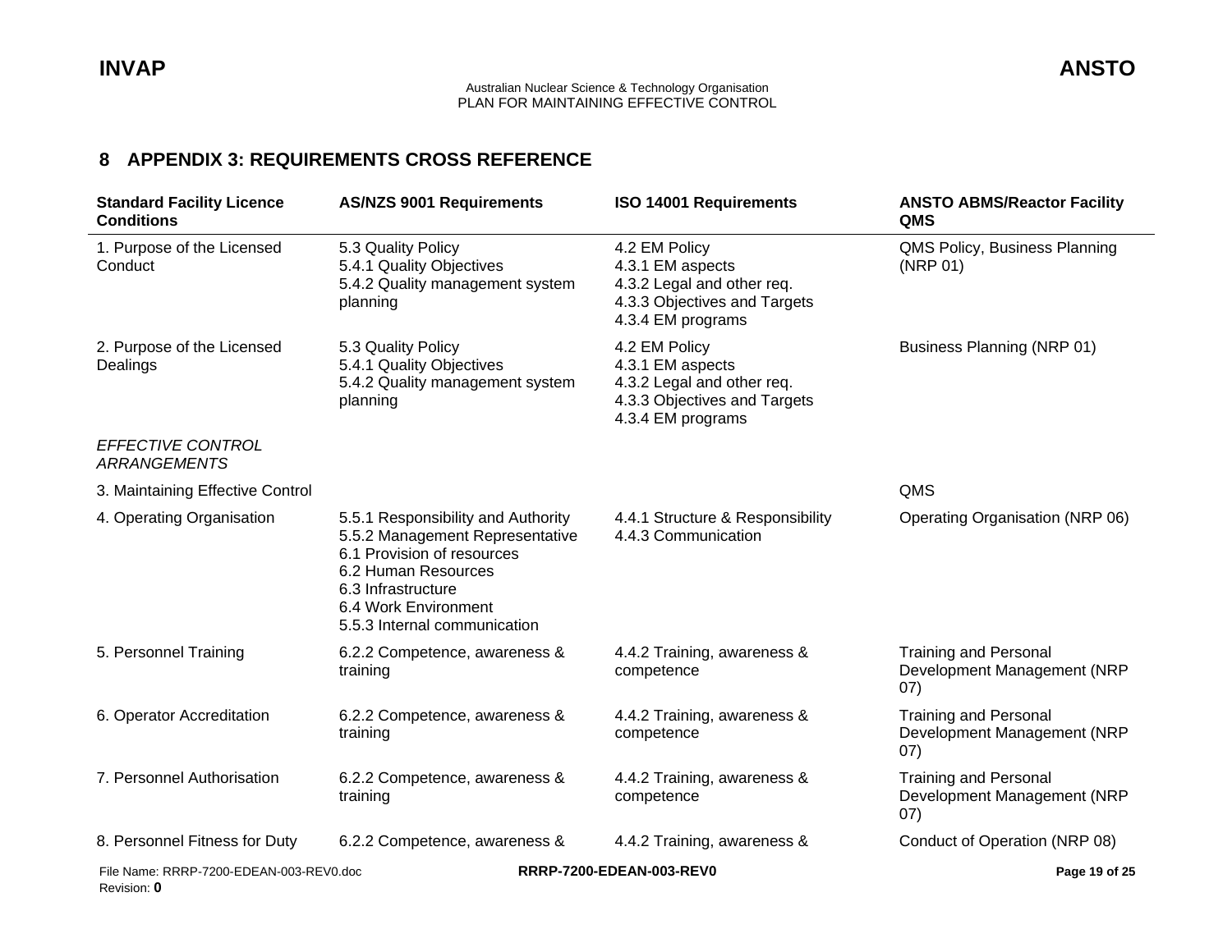## 8 APPENDIX 3: REQUIREMENTS CROSS REFERENCE

| Standard Facility Licence Conditions | AS/NZS 9001 Requirements | ISO 14001 Requirements | ANSTO ABMS/Reactor Facility QMS |
|---|---|---|---|
| 1. Purpose of the Licensed Conduct | 5.3 Quality Policy<br>5.4.1 Quality Objectives<br>5.4.2 Quality management system planning | 4.2 EM Policy<br>4.3.1 EM aspects<br>4.3.2 Legal and other req.<br>4.3.3 Objectives and Targets<br>4.3.4 EM programs | QMS Policy, Business Planning (NRP 01) |
| 2. Purpose of the Licensed Dealings | 5.3 Quality Policy<br>5.4.1 Quality Objectives<br>5.4.2 Quality management system planning | 4.2 EM Policy<br>4.3.1 EM aspects<br>4.3.2 Legal and other req.<br>4.3.3 Objectives and Targets<br>4.3.4 EM programs | Business Planning (NRP 01) |
| *EFFECTIVE CONTROL ARRANGEMENTS* | | | |
| 3. Maintaining Effective Control | | | QMS |
| 4. Operating Organisation | 5.5.1 Responsibility and Authority<br>5.5.2 Management Representative<br>6.1 Provision of resources<br>6.2 Human Resources<br>6.3 Infrastructure<br>6.4 Work Environment<br>5.5.3 Internal communication | 4.4.1 Structure & Responsibility<br>4.4.3 Communication | Operating Organisation (NRP 06) |
| 5. Personnel Training | 6.2.2 Competence, awareness & training | 4.4.2 Training, awareness & competence | Training and Personal Development Management (NRP 07) |
| 6. Operator Accreditation | 6.2.2 Competence, awareness & training | 4.4.2 Training, awareness & competence | Training and Personal Development Management (NRP 07) |
| 7. Personnel Authorisation | 6.2.2 Competence, awareness & training | 4.4.2 Training, awareness & competence | Training and Personal Development Management (NRP 07) |
| 8. Personnel Fitness for Duty | 6.2.2 Competence, awareness & | 4.4.2 Training, awareness & | Conduct of Operation (NRP 08) |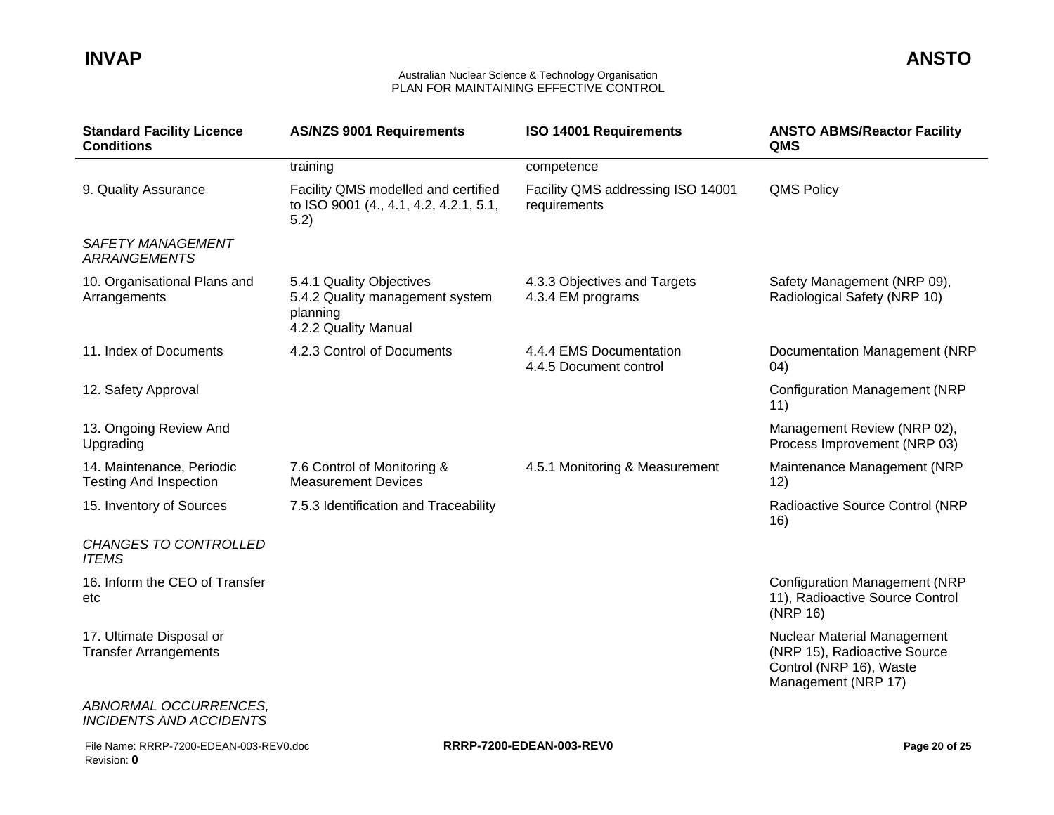| Standard Facility Licence Conditions | AS/NZS 9001 Requirements | ISO 14001 Requirements | ANSTO ABMS/Reactor Facility QMS |
|---|---|---|---|
| | training | competence | |
| 9. Quality Assurance | Facility QMS modelled and certified to ISO 9001 (4., 4.1, 4.2, 4.2.1, 5.1, 5.2) | Facility QMS addressing ISO 14001 requirements | QMS Policy |
| *SAFETY MANAGEMENT ARRANGEMENTS* | | | |
| 10. Organisational Plans and Arrangements | 5.4.1 Quality Objectives<br>5.4.2 Quality management system planning<br>4.2.2 Quality Manual | 4.3.3 Objectives and Targets<br>4.3.4 EM programs | Safety Management (NRP 09), Radiological Safety (NRP 10) |
| 11. Index of Documents | 4.2.3 Control of Documents | 4.4.4 EMS Documentation<br>4.4.5 Document control | Documentation Management (NRP 04) |
| 12. Safety Approval | | | Configuration Management (NRP 11) |
| 13. Ongoing Review And Upgrading | | | Management Review (NRP 02), Process Improvement (NRP 03) |
| 14. Maintenance, Periodic Testing And Inspection | 7.6 Control of Monitoring & Measurement Devices | 4.5.1 Monitoring & Measurement | Maintenance Management (NRP 12) |
| 15. Inventory of Sources | 7.5.3 Identification and Traceability | | Radioactive Source Control (NRP 16) |
| *CHANGES TO CONTROLLED ITEMS* | | | |
| 16. Inform the CEO of Transfer etc | | | Configuration Management (NRP 11), Radioactive Source Control (NRP 16) |
| 17. Ultimate Disposal or Transfer Arrangements | | | Nuclear Material Management (NRP 15), Radioactive Source Control (NRP 16), Waste Management (NRP 17) |
| *ABNORMAL OCCURRENCES, INCIDENTS AND ACCIDENTS* | | | |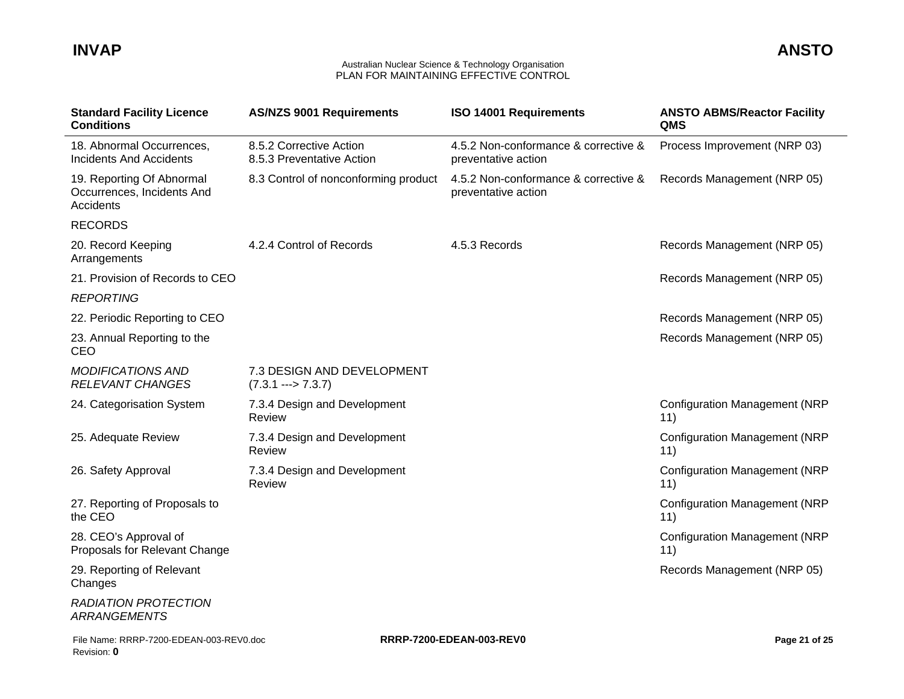| Standard Facility Licence Conditions | AS/NZS 9001 Requirements | ISO 14001 Requirements | ANSTO ABMS/Reactor Facility QMS |
| --- | --- | --- | --- |
| 18. Abnormal Occurrences, Incidents And Accidents | 8.5.2 Corrective Action<br>8.5.3 Preventative Action | 4.5.2 Non-conformance & corrective & preventative action | Process Improvement (NRP 03) |
| 19. Reporting Of Abnormal Occurrences, Incidents And Accidents | 8.3 Control of nonconforming product | 4.5.2 Non-conformance & corrective & preventative action | Records Management (NRP 05) |
| RECORDS | | | |
| 20. Record Keeping Arrangements | 4.2.4 Control of Records | 4.5.3 Records | Records Management (NRP 05) |
| 21. Provision of Records to CEO | | | Records Management (NRP 05) |
| *REPORTING* | | | |
| 22. Periodic Reporting to CEO | | | Records Management (NRP 05) |
| 23. Annual Reporting to the CEO | | | Records Management (NRP 05) |
| *MODIFICATIONS AND RELEVANT CHANGES* | 7.3 DESIGN AND DEVELOPMENT (7.3.1 ---> 7.3.7) | | |
| 24. Categorisation System | 7.3.4 Design and Development Review | | Configuration Management (NRP 11) |
| 25. Adequate Review | 7.3.4 Design and Development Review | | Configuration Management (NRP 11) |
| 26. Safety Approval | 7.3.4 Design and Development Review | | Configuration Management (NRP 11) |
| 27. Reporting of Proposals to the CEO | | | Configuration Management (NRP 11) |
| 28. CEO's Approval of Proposals for Relevant Change | | | Configuration Management (NRP 11) |
| 29. Reporting of Relevant Changes | | | Records Management (NRP 05) |
| *RADIATION PROTECTION ARRANGEMENTS* | | | |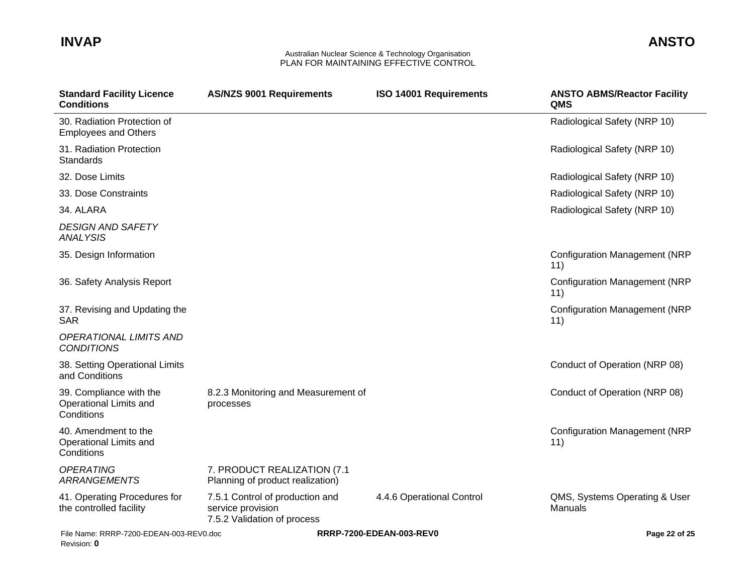| Standard Facility Licence Conditions | AS/NZS 9001 Requirements | ISO 14001 Requirements | ANSTO ABMS/Reactor Facility QMS |
|---|---|---|---|
| 30. Radiation Protection of Employees and Others | | | Radiological Safety (NRP 10) |
| 31. Radiation Protection Standards | | | Radiological Safety (NRP 10) |
| 32. Dose Limits | | | Radiological Safety (NRP 10) |
| 33. Dose Constraints | | | Radiological Safety (NRP 10) |
| 34. ALARA | | | Radiological Safety (NRP 10) |
| *DESIGN AND SAFETY ANALYSIS* | | | |
| 35. Design Information | | | Configuration Management (NRP 11) |
| 36. Safety Analysis Report | | | Configuration Management (NRP 11) |
| 37. Revising and Updating the SAR | | | Configuration Management (NRP 11) |
| *OPERATIONAL LIMITS AND CONDITIONS* | | | |
| 38. Setting Operational Limits and Conditions | | | Conduct of Operation (NRP 08) |
| 39. Compliance with the Operational Limits and Conditions | 8.2.3 Monitoring and Measurement of processes | | Conduct of Operation (NRP 08) |
| 40. Amendment to the Operational Limits and Conditions | | | Configuration Management (NRP 11) |
| *OPERATING ARRANGEMENTS* | 7. PRODUCT REALIZATION (7.1 Planning of product realization) | | |
| 41. Operating Procedures for the controlled facility | 7.5.1 Control of production and service provision<br>7.5.2 Validation of process | 4.4.6 Operational Control | QMS, Systems Operating & User Manuals |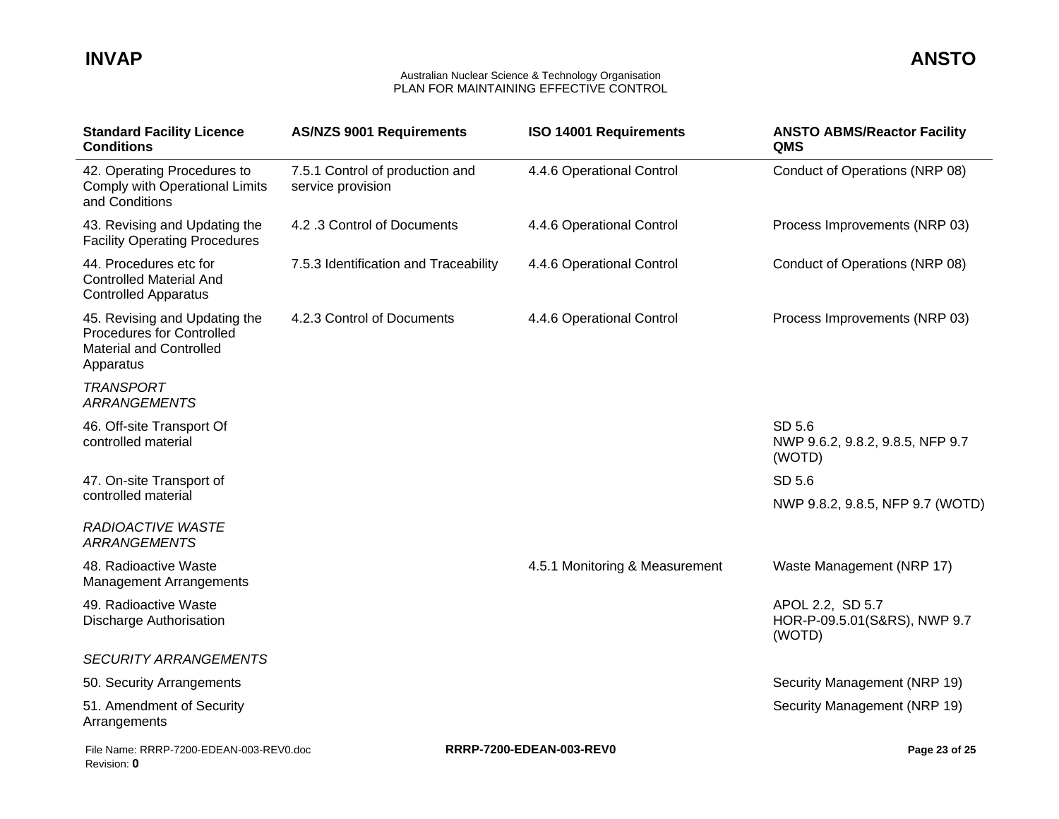| Standard Facility Licence Conditions | AS/NZS 9001 Requirements | ISO 14001 Requirements | ANSTO ABMS/Reactor Facility QMS |
|---|---|---|---|
| 42. Operating Procedures to Comply with Operational Limits and Conditions | 7.5.1 Control of production and service provision | 4.4.6 Operational Control | Conduct of Operations (NRP 08) |
| 43. Revising and Updating the Facility Operating Procedures | 4.2 .3 Control of Documents | 4.4.6 Operational Control | Process Improvements (NRP 03) |
| 44. Procedures etc for Controlled Material And Controlled Apparatus | 7.5.3 Identification and Traceability | 4.4.6 Operational Control | Conduct of Operations (NRP 08) |
| 45. Revising and Updating the Procedures for Controlled Material and Controlled Apparatus | 4.2.3 Control of Documents | 4.4.6 Operational Control | Process Improvements (NRP 03) |
| *TRANSPORT ARRANGEMENTS* | | | |
| 46. Off-site Transport Of controlled material | | | SD 5.6<br>NWP 9.6.2, 9.8.2, 9.8.5, NFP 9.7 (WOTD) |
| 47. On-site Transport of controlled material | | | SD 5.6<br>NWP 9.8.2, 9.8.5, NFP 9.7 (WOTD) |
| *RADIOACTIVE WASTE ARRANGEMENTS* | | | |
| 48. Radioactive Waste Management Arrangements | | 4.5.1 Monitoring & Measurement | Waste Management (NRP 17) |
| 49. Radioactive Waste Discharge Authorisation | | | APOL 2.2, SD 5.7<br>HOR-P-09.5.01(S&RS), NWP 9.7 (WOTD) |
| *SECURITY ARRANGEMENTS* | | | |
| 50. Security Arrangements | | | Security Management (NRP 19) |
| 51. Amendment of Security Arrangements | | | Security Management (NRP 19) |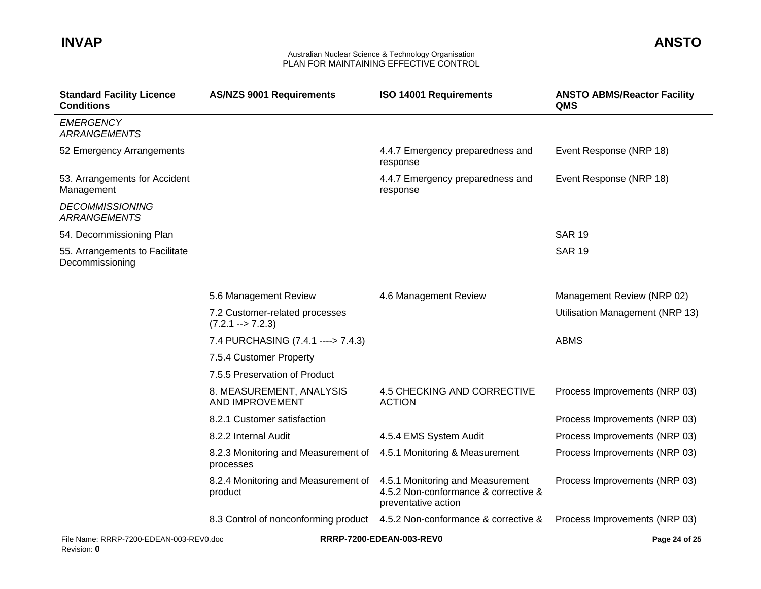| Standard Facility Licence Conditions | AS/NZS 9001 Requirements | ISO 14001 Requirements | ANSTO ABMS/Reactor Facility QMS |
|---|---|---|---|
| *EMERGENCY ARRANGEMENTS* | | | |
| 52 Emergency Arrangements | | 4.4.7 Emergency preparedness and response | Event Response (NRP 18) |
| 53. Arrangements for Accident Management | | 4.4.7 Emergency preparedness and response | Event Response (NRP 18) |
| *DECOMMISSIONING ARRANGEMENTS* | | | |
| 54. Decommissioning Plan | | | SAR 19 |
| 55. Arrangements to Facilitate Decommissioning | | | SAR 19 |
| | 5.6 Management Review | 4.6 Management Review | Management Review (NRP 02) |
| | 7.2 Customer-related processes (7.2.1 --> 7.2.3) | | Utilisation Management (NRP 13) |
| | 7.4 PURCHASING (7.4.1 ----> 7.4.3) | | ABMS |
| | 7.5.4 Customer Property | | |
| | 7.5.5 Preservation of Product | | |
| | 8. MEASUREMENT, ANALYSIS AND IMPROVEMENT | 4.5 CHECKING AND CORRECTIVE ACTION | Process Improvements (NRP 03) |
| | 8.2.1 Customer satisfaction | | Process Improvements (NRP 03) |
| | 8.2.2 Internal Audit | 4.5.4 EMS System Audit | Process Improvements (NRP 03) |
| | 8.2.3 Monitoring and Measurement of processes | 4.5.1 Monitoring & Measurement | Process Improvements (NRP 03) |
| | 8.2.4 Monitoring and Measurement of product | 4.5.1 Monitoring and Measurement<br>4.5.2 Non-conformance & corrective & preventative action | Process Improvements (NRP 03) |
| | 8.3 Control of nonconforming product | 4.5.2 Non-conformance & corrective & | Process Improvements (NRP 03) |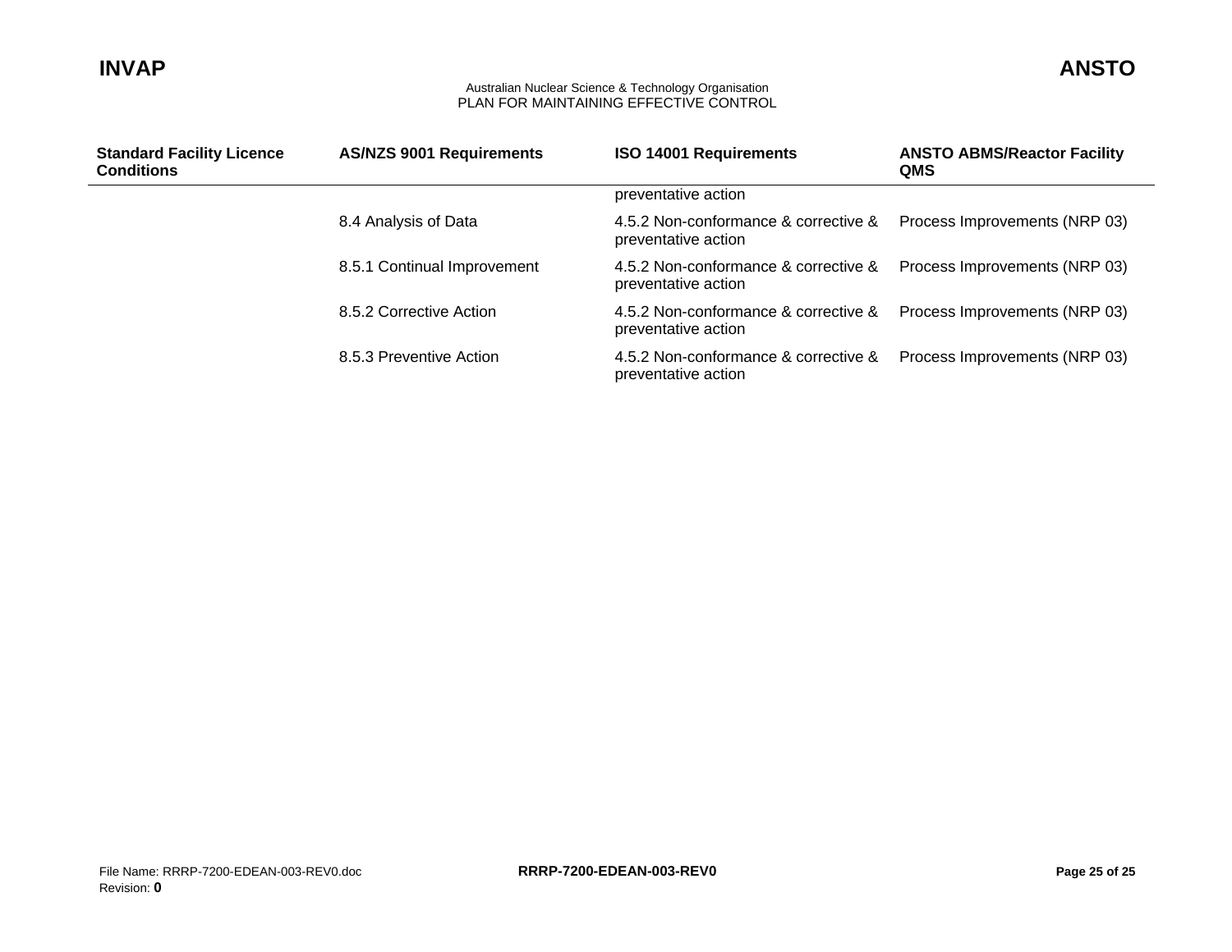| Standard Facility Licence Conditions | AS/NZS 9001 Requirements | ISO 14001 Requirements | ANSTO ABMS/Reactor Facility QMS |
|---|---|---|---|
| | | preventative action | |
| | 8.4 Analysis of Data | 4.5.2 Non-conformance & corrective & preventative action | Process Improvements (NRP 03) |
| | 8.5.1 Continual Improvement | 4.5.2 Non-conformance & corrective & preventative action | Process Improvements (NRP 03) |
| | 8.5.2 Corrective Action | 4.5.2 Non-conformance & corrective & preventative action | Process Improvements (NRP 03) |
| | 8.5.3 Preventive Action | 4.5.2 Non-conformance & corrective & preventative action | Process Improvements (NRP 03) |